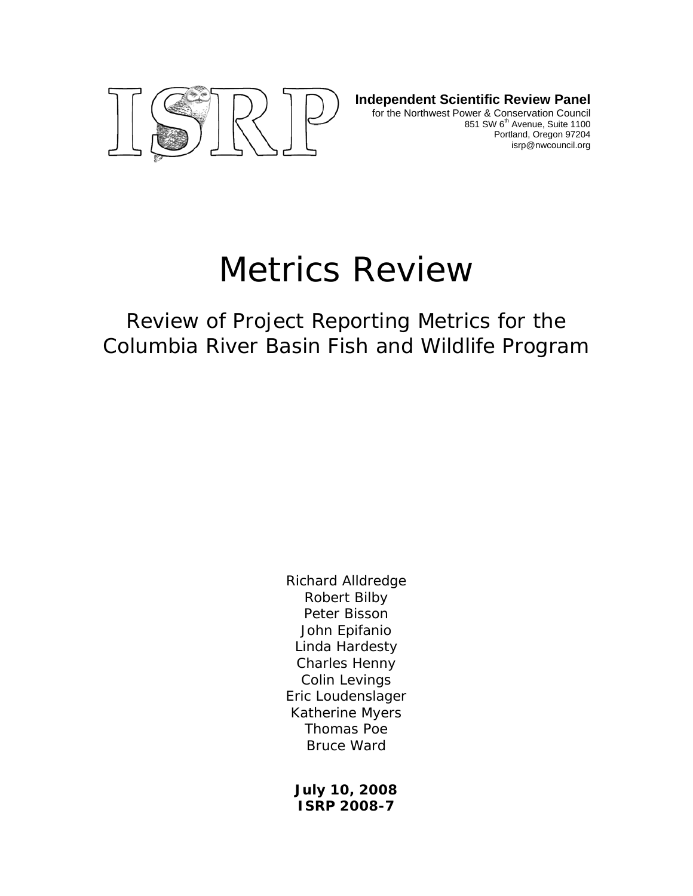ISRP

**Independent Scientific Review Panel**
for the Northwest Power & Conservation Council
851 SW 6th Avenue, Suite 1100
Portland, Oregon 97204
isrp@nwcouncil.org

# Metrics Review

## Review of Project Reporting Metrics for the Columbia River Basin Fish and Wildlife Program

Richard Alldredge
Robert Bilby
Peter Bisson
John Epifanio
Linda Hardesty
Charles Henny
Colin Levings
Eric Loudenslager
Katherine Myers
Thomas Poe
Bruce Ward

**July 10, 2008**
**ISRP 2008-7**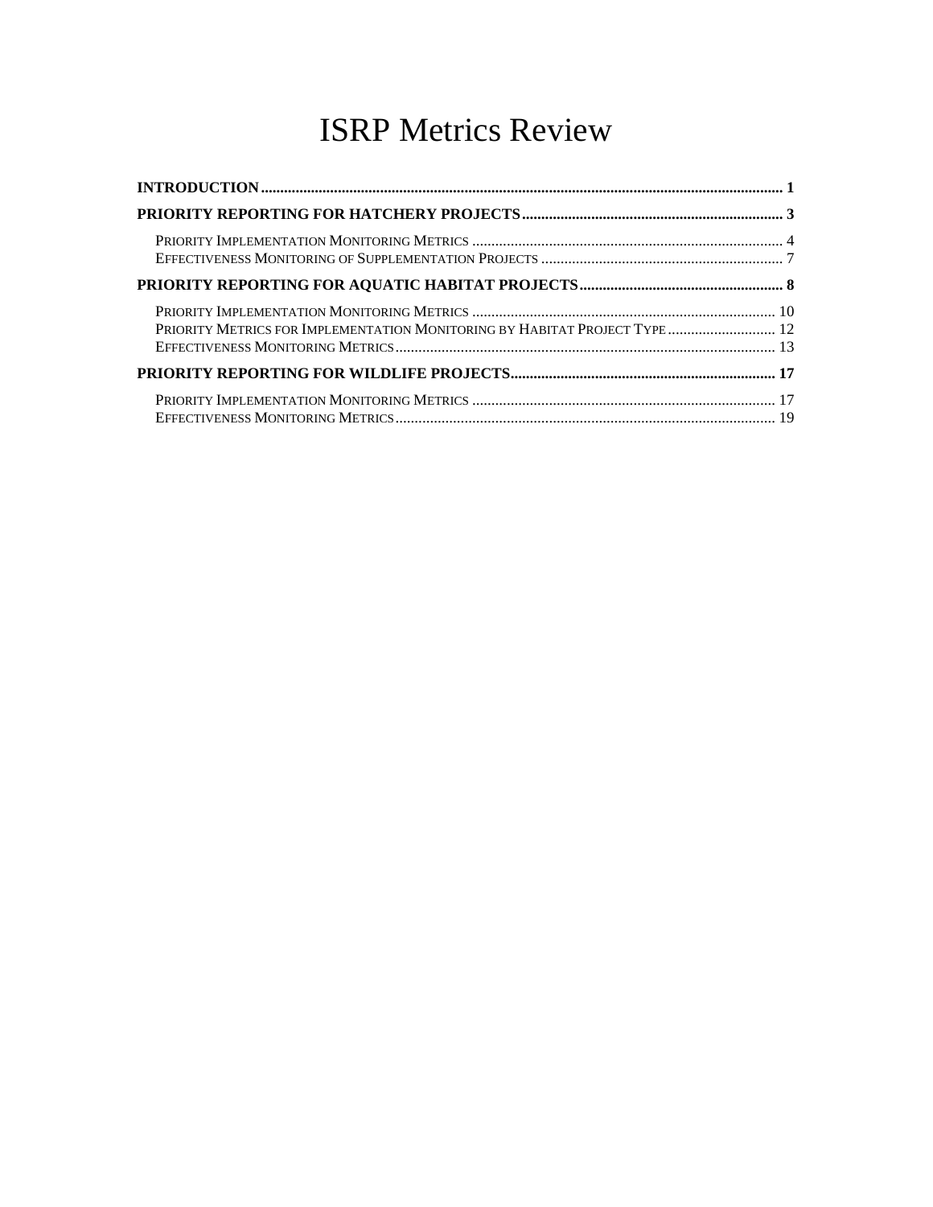# ISRP Metrics Review

**INTRODUCTION** ........ 1

**PRIORITY REPORTING FOR HATCHERY PROJECTS** ........ 3

- Priority Implementation Monitoring Metrics ........ 4
- Effectiveness Monitoring of Supplementation Projects ........ 7

**PRIORITY REPORTING FOR AQUATIC HABITAT PROJECTS** ........ 8

- Priority Implementation Monitoring Metrics ........ 10
- Priority Metrics for Implementation Monitoring by Habitat Project Type ........ 12
- Effectiveness Monitoring Metrics ........ 13

**PRIORITY REPORTING FOR WILDLIFE PROJECTS** ........ 17

- Priority Implementation Monitoring Metrics ........ 17
- Effectiveness Monitoring Metrics ........ 19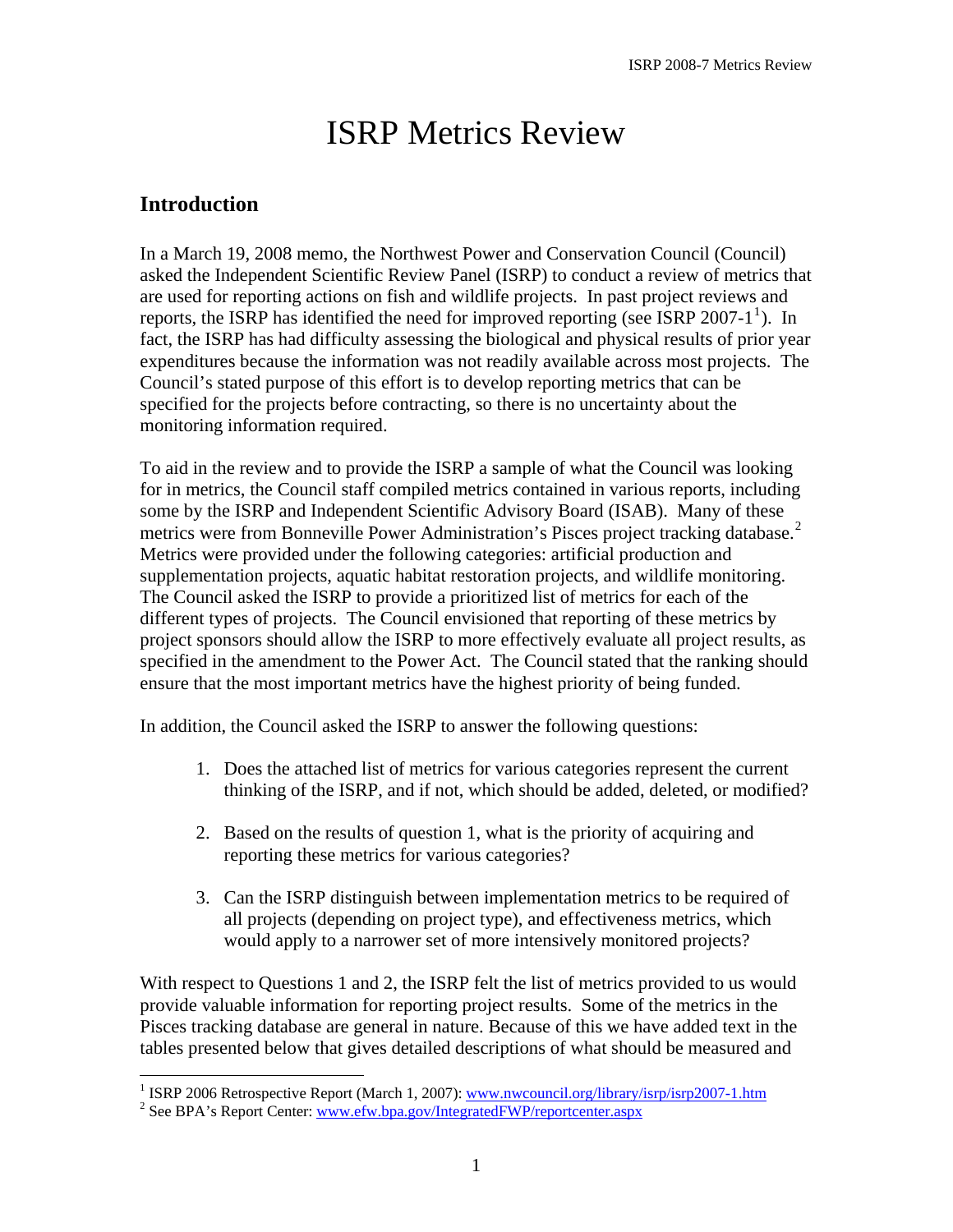# ISRP Metrics Review

## Introduction

In a March 19, 2008 memo, the Northwest Power and Conservation Council (Council) asked the Independent Scientific Review Panel (ISRP) to conduct a review of metrics that are used for reporting actions on fish and wildlife projects. In past project reviews and reports, the ISRP has identified the need for improved reporting (see ISRP 2007-1[1]). In fact, the ISRP has had difficulty assessing the biological and physical results of prior year expenditures because the information was not readily available across most projects. The Council's stated purpose of this effort is to develop reporting metrics that can be specified for the projects before contracting, so there is no uncertainty about the monitoring information required.

To aid in the review and to provide the ISRP a sample of what the Council was looking for in metrics, the Council staff compiled metrics contained in various reports, including some by the ISRP and Independent Scientific Advisory Board (ISAB). Many of these metrics were from Bonneville Power Administration's Pisces project tracking database.[2] Metrics were provided under the following categories: artificial production and supplementation projects, aquatic habitat restoration projects, and wildlife monitoring. The Council asked the ISRP to provide a prioritized list of metrics for each of the different types of projects. The Council envisioned that reporting of these metrics by project sponsors should allow the ISRP to more effectively evaluate all project results, as specified in the amendment to the Power Act. The Council stated that the ranking should ensure that the most important metrics have the highest priority of being funded.

In addition, the Council asked the ISRP to answer the following questions:

1. Does the attached list of metrics for various categories represent the current thinking of the ISRP, and if not, which should be added, deleted, or modified?

2. Based on the results of question 1, what is the priority of acquiring and reporting these metrics for various categories?

3. Can the ISRP distinguish between implementation metrics to be required of all projects (depending on project type), and effectiveness metrics, which would apply to a narrower set of more intensively monitored projects?

With respect to Questions 1 and 2, the ISRP felt the list of metrics provided to us would provide valuable information for reporting project results. Some of the metrics in the Pisces tracking database are general in nature. Because of this we have added text in the tables presented below that gives detailed descriptions of what should be measured and

---

[1] ISRP 2006 Retrospective Report (March 1, 2007): www.nwcouncil.org/library/isrp/isrp2007-1.htm

[2] See BPA's Report Center: www.efw.bpa.gov/IntegratedFWP/reportcenter.aspx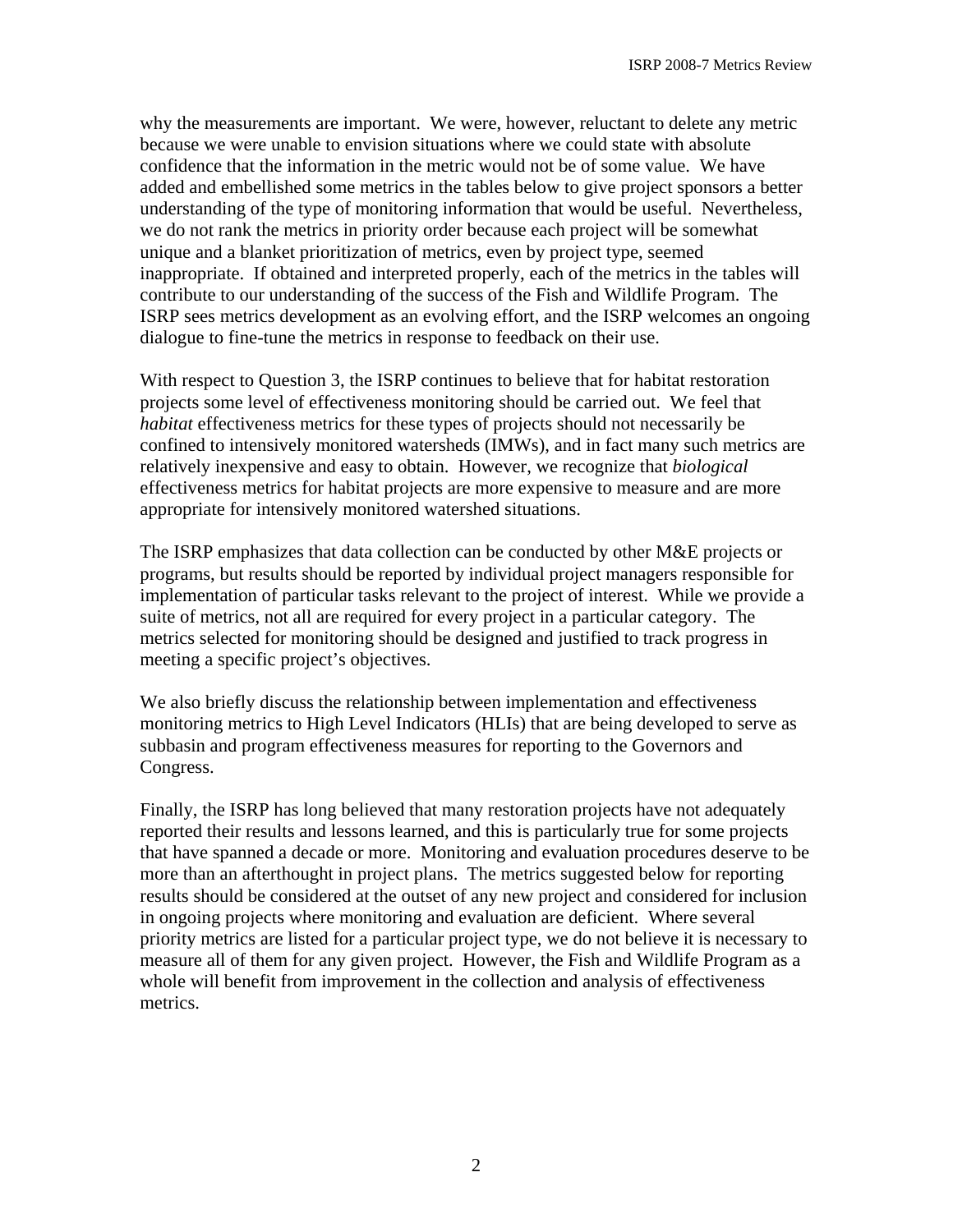why the measurements are important. We were, however, reluctant to delete any metric because we were unable to envision situations where we could state with absolute confidence that the information in the metric would not be of some value. We have added and embellished some metrics in the tables below to give project sponsors a better understanding of the type of monitoring information that would be useful. Nevertheless, we do not rank the metrics in priority order because each project will be somewhat unique and a blanket prioritization of metrics, even by project type, seemed inappropriate. If obtained and interpreted properly, each of the metrics in the tables will contribute to our understanding of the success of the Fish and Wildlife Program. The ISRP sees metrics development as an evolving effort, and the ISRP welcomes an ongoing dialogue to fine-tune the metrics in response to feedback on their use.

With respect to Question 3, the ISRP continues to believe that for habitat restoration projects some level of effectiveness monitoring should be carried out. We feel that *habitat* effectiveness metrics for these types of projects should not necessarily be confined to intensively monitored watersheds (IMWs), and in fact many such metrics are relatively inexpensive and easy to obtain. However, we recognize that *biological* effectiveness metrics for habitat projects are more expensive to measure and are more appropriate for intensively monitored watershed situations.

The ISRP emphasizes that data collection can be conducted by other M&E projects or programs, but results should be reported by individual project managers responsible for implementation of particular tasks relevant to the project of interest. While we provide a suite of metrics, not all are required for every project in a particular category. The metrics selected for monitoring should be designed and justified to track progress in meeting a specific project's objectives.

We also briefly discuss the relationship between implementation and effectiveness monitoring metrics to High Level Indicators (HLIs) that are being developed to serve as subbasin and program effectiveness measures for reporting to the Governors and Congress.

Finally, the ISRP has long believed that many restoration projects have not adequately reported their results and lessons learned, and this is particularly true for some projects that have spanned a decade or more. Monitoring and evaluation procedures deserve to be more than an afterthought in project plans. The metrics suggested below for reporting results should be considered at the outset of any new project and considered for inclusion in ongoing projects where monitoring and evaluation are deficient. Where several priority metrics are listed for a particular project type, we do not believe it is necessary to measure all of them for any given project. However, the Fish and Wildlife Program as a whole will benefit from improvement in the collection and analysis of effectiveness metrics.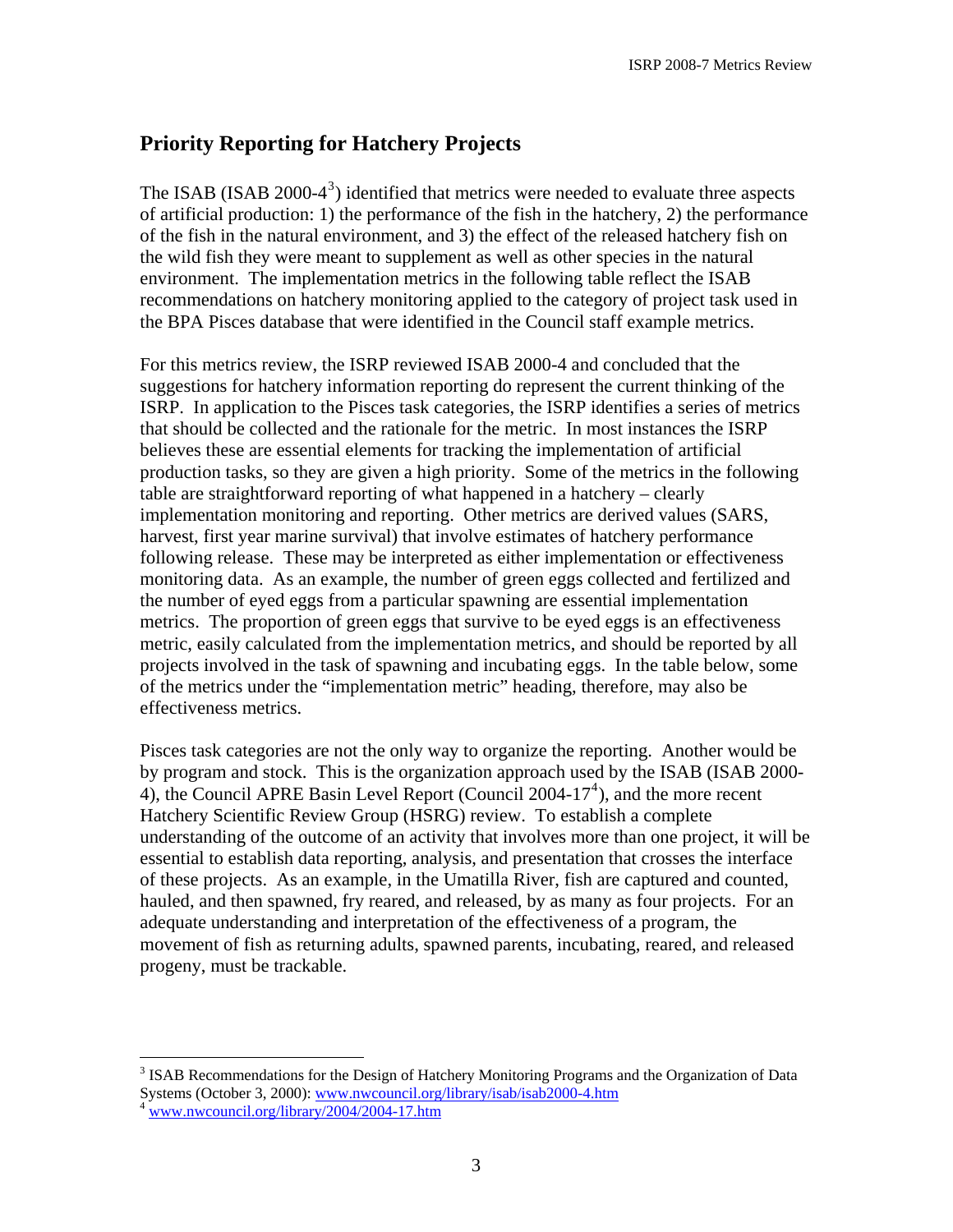## Priority Reporting for Hatchery Projects

The ISAB (ISAB 2000-4[3]) identified that metrics were needed to evaluate three aspects of artificial production: 1) the performance of the fish in the hatchery, 2) the performance of the fish in the natural environment, and 3) the effect of the released hatchery fish on the wild fish they were meant to supplement as well as other species in the natural environment. The implementation metrics in the following table reflect the ISAB recommendations on hatchery monitoring applied to the category of project task used in the BPA Pisces database that were identified in the Council staff example metrics.

For this metrics review, the ISRP reviewed ISAB 2000-4 and concluded that the suggestions for hatchery information reporting do represent the current thinking of the ISRP. In application to the Pisces task categories, the ISRP identifies a series of metrics that should be collected and the rationale for the metric. In most instances the ISRP believes these are essential elements for tracking the implementation of artificial production tasks, so they are given a high priority. Some of the metrics in the following table are straightforward reporting of what happened in a hatchery – clearly implementation monitoring and reporting. Other metrics are derived values (SARS, harvest, first year marine survival) that involve estimates of hatchery performance following release. These may be interpreted as either implementation or effectiveness monitoring data. As an example, the number of green eggs collected and fertilized and the number of eyed eggs from a particular spawning are essential implementation metrics. The proportion of green eggs that survive to be eyed eggs is an effectiveness metric, easily calculated from the implementation metrics, and should be reported by all projects involved in the task of spawning and incubating eggs. In the table below, some of the metrics under the "implementation metric" heading, therefore, may also be effectiveness metrics.

Pisces task categories are not the only way to organize the reporting. Another would be by program and stock. This is the organization approach used by the ISAB (ISAB 2000-4), the Council APRE Basin Level Report (Council 2004-17[4]), and the more recent Hatchery Scientific Review Group (HSRG) review. To establish a complete understanding of the outcome of an activity that involves more than one project, it will be essential to establish data reporting, analysis, and presentation that crosses the interface of these projects. As an example, in the Umatilla River, fish are captured and counted, hauled, and then spawned, fry reared, and released, by as many as four projects. For an adequate understanding and interpretation of the effectiveness of a program, the movement of fish as returning adults, spawned parents, incubating, reared, and released progeny, must be trackable.

---

[3] ISAB Recommendations for the Design of Hatchery Monitoring Programs and the Organization of Data Systems (October 3, 2000): www.nwcouncil.org/library/isab/isab2000-4.htm

[4] www.nwcouncil.org/library/2004/2004-17.htm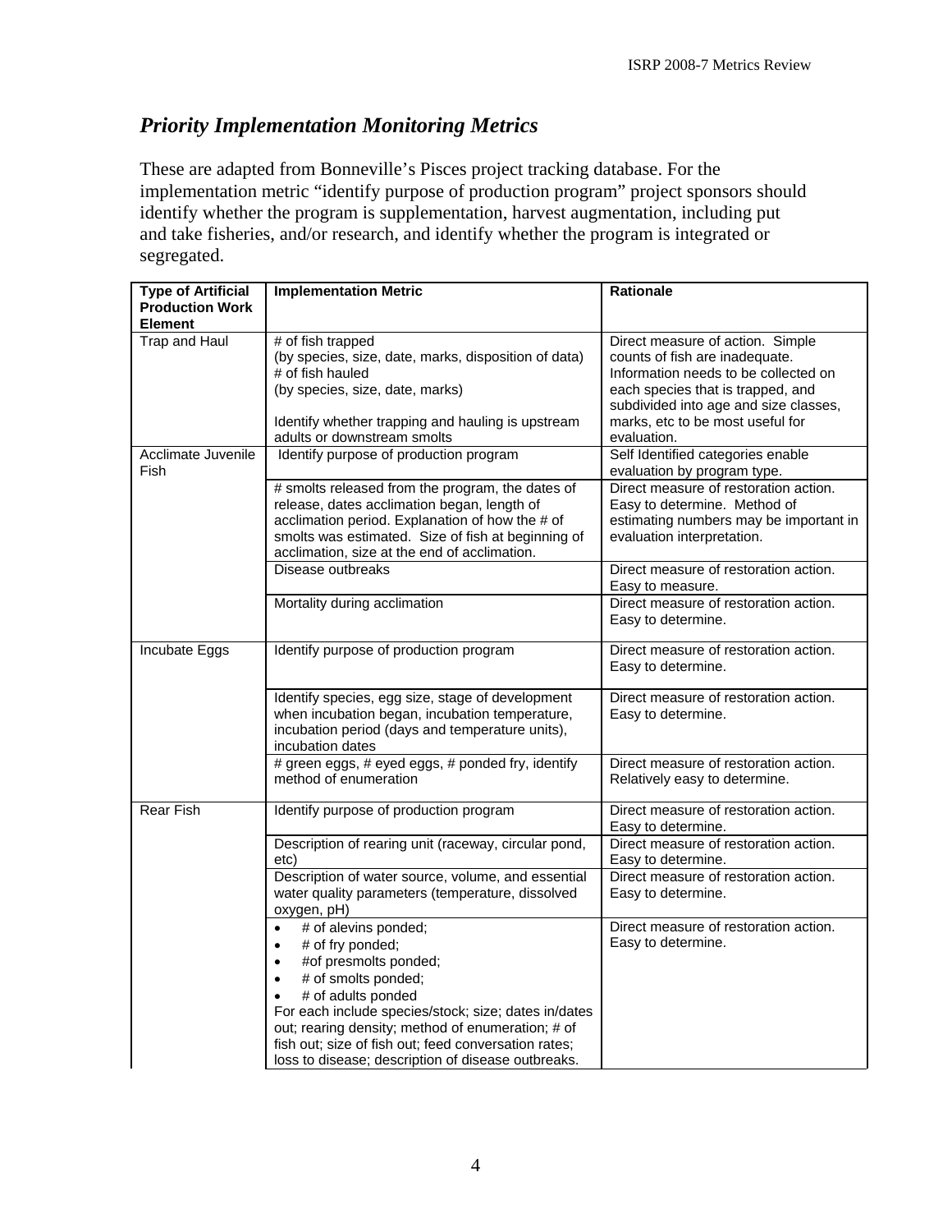## *Priority Implementation Monitoring Metrics*

These are adapted from Bonneville's Pisces project tracking database. For the implementation metric "identify purpose of production program" project sponsors should identify whether the program is supplementation, harvest augmentation, including put and take fisheries, and/or research, and identify whether the program is integrated or segregated.

| Type of Artificial Production Work Element | Implementation Metric | Rationale |
|---|---|---|
| Trap and Haul | # of fish trapped (by species, size, date, marks, disposition of data) # of fish hauled (by species, size, date, marks)<br><br>Identify whether trapping and hauling is upstream adults or downstream smolts | Direct measure of action. Simple counts of fish are inadequate. Information needs to be collected on each species that is trapped, and subdivided into age and size classes, marks, etc to be most useful for evaluation. |
| Acclimate Juvenile Fish | Identify purpose of production program | Self Identified categories enable evaluation by program type. |
| | # smolts released from the program, the dates of release, dates acclimation began, length of acclimation period. Explanation of how the # of smolts was estimated. Size of fish at beginning of acclimation, size at the end of acclimation. | Direct measure of restoration action. Easy to determine. Method of estimating numbers may be important in evaluation interpretation. |
| | Disease outbreaks | Direct measure of restoration action. Easy to measure. |
| | Mortality during acclimation | Direct measure of restoration action. Easy to determine. |
| Incubate Eggs | Identify purpose of production program | Direct measure of restoration action. Easy to determine. |
| | Identify species, egg size, stage of development when incubation began, incubation temperature, incubation period (days and temperature units), incubation dates | Direct measure of restoration action. Easy to determine. |
| | # green eggs, # eyed eggs, # ponded fry, identify method of enumeration | Direct measure of restoration action. Relatively easy to determine. |
| Rear Fish | Identify purpose of production program | Direct measure of restoration action. Easy to determine. |
| | Description of rearing unit (raceway, circular pond, etc) | Direct measure of restoration action. Easy to determine. |
| | Description of water source, volume, and essential water quality parameters (temperature, dissolved oxygen, pH) | Direct measure of restoration action. Easy to determine. |
| | • # of alevins ponded;<br>• # of fry ponded;<br>• #of presmolts ponded;<br>• # of smolts ponded;<br>• # of adults ponded<br>For each include species/stock; size; dates in/dates out; rearing density; method of enumeration; # of fish out; size of fish out; feed conversation rates; loss to disease; description of disease outbreaks. | Direct measure of restoration action. Easy to determine. |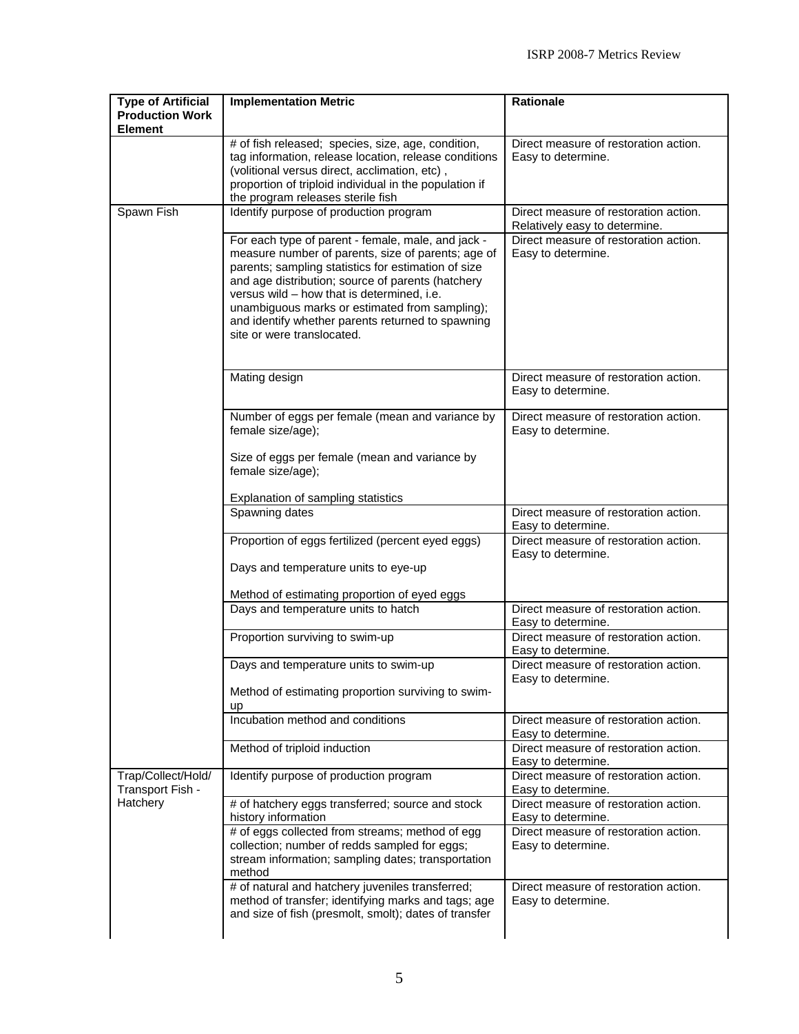| Type of Artificial Production Work Element | Implementation Metric | Rationale |
|---|---|---|
| | # of fish released; species, size, age, condition, tag information, release location, release conditions (volitional versus direct, acclimation, etc) , proportion of triploid individual in the population if the program releases sterile fish | Direct measure of restoration action. Easy to determine. |
| Spawn Fish | Identify purpose of production program | Direct measure of restoration action. Relatively easy to determine. |
| | For each type of parent - female, male, and jack - measure number of parents, size of parents; age of parents; sampling statistics for estimation of size and age distribution; source of parents (hatchery versus wild – how that is determined, i.e. unambiguous marks or estimated from sampling); and identify whether parents returned to spawning site or were translocated. | Direct measure of restoration action. Easy to determine. |
| | Mating design | Direct measure of restoration action. Easy to determine. |
| | Number of eggs per female (mean and variance by female size/age);<br><br>Size of eggs per female (mean and variance by female size/age);<br><br>Explanation of sampling statistics | Direct measure of restoration action. Easy to determine. |
| | Spawning dates | Direct measure of restoration action. Easy to determine. |
| | Proportion of eggs fertilized (percent eyed eggs)<br><br>Days and temperature units to eye-up<br><br>Method of estimating proportion of eyed eggs | Direct measure of restoration action. Easy to determine. |
| | Days and temperature units to hatch | Direct measure of restoration action. Easy to determine. |
| | Proportion surviving to swim-up | Direct measure of restoration action. Easy to determine. |
| | Days and temperature units to swim-up<br><br>Method of estimating proportion surviving to swim-up | Direct measure of restoration action. Easy to determine. |
| | Incubation method and conditions | Direct measure of restoration action. Easy to determine. |
| | Method of triploid induction | Direct measure of restoration action. Easy to determine. |
| Trap/Collect/Hold/ Transport Fish - Hatchery | Identify purpose of production program | Direct measure of restoration action. Easy to determine. |
| | # of hatchery eggs transferred; source and stock history information | Direct measure of restoration action. Easy to determine. |
| | # of eggs collected from streams; method of egg collection; number of redds sampled for eggs; stream information; sampling dates; transportation method | Direct measure of restoration action. Easy to determine. |
| | # of natural and hatchery juveniles transferred; method of transfer; identifying marks and tags; age and size of fish (presmolt, smolt); dates of transfer | Direct measure of restoration action. Easy to determine. |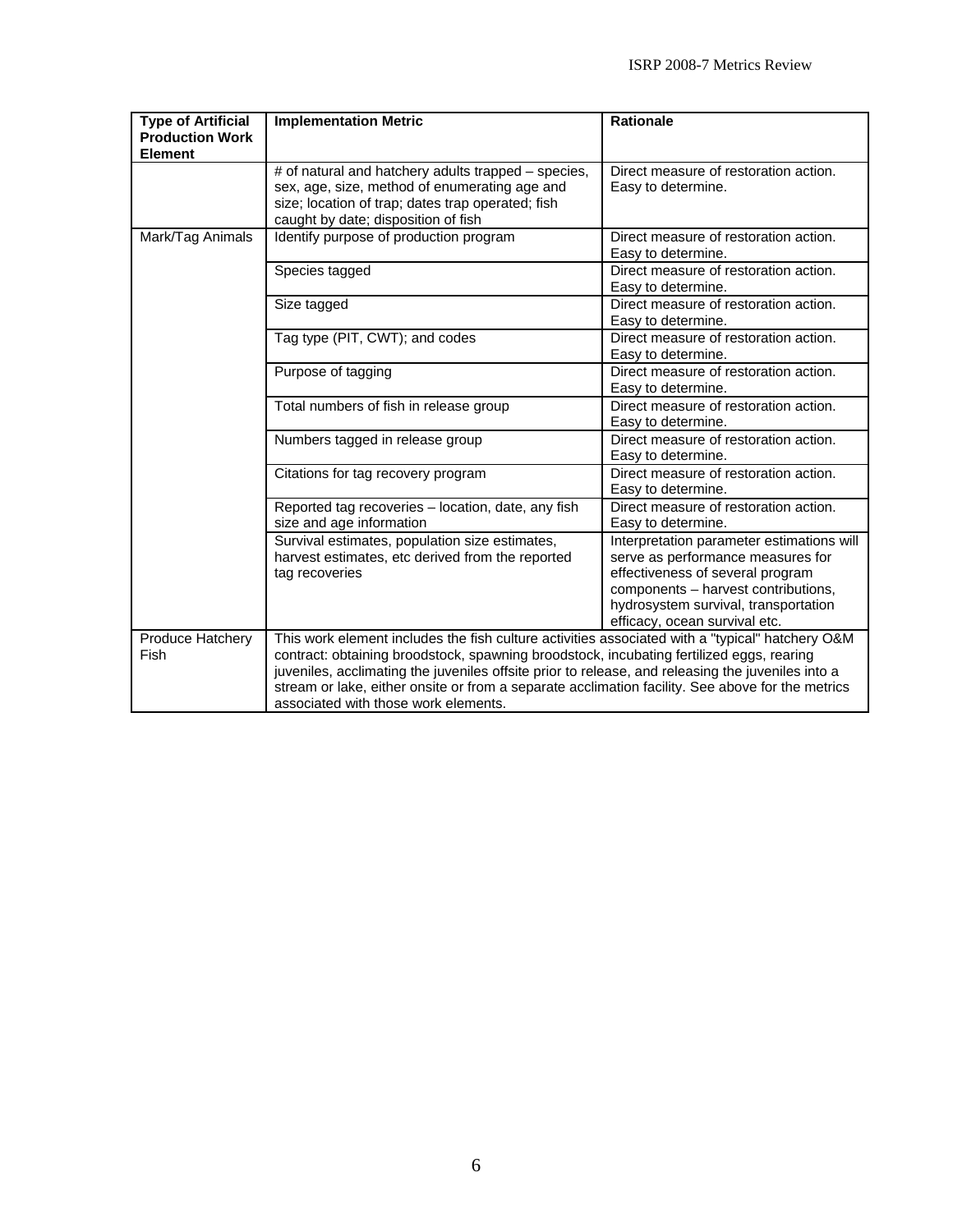| Type of Artificial Production Work Element | Implementation Metric | Rationale |
| --- | --- | --- |
| | # of natural and hatchery adults trapped – species, sex, age, size, method of enumerating age and size; location of trap; dates trap operated; fish caught by date; disposition of fish | Direct measure of restoration action. Easy to determine. |
| Mark/Tag Animals | Identify purpose of production program | Direct measure of restoration action. Easy to determine. |
| | Species tagged | Direct measure of restoration action. Easy to determine. |
| | Size tagged | Direct measure of restoration action. Easy to determine. |
| | Tag type (PIT, CWT); and codes | Direct measure of restoration action. Easy to determine. |
| | Purpose of tagging | Direct measure of restoration action. Easy to determine. |
| | Total numbers of fish in release group | Direct measure of restoration action. Easy to determine. |
| | Numbers tagged in release group | Direct measure of restoration action. Easy to determine. |
| | Citations for tag recovery program | Direct measure of restoration action. Easy to determine. |
| | Reported tag recoveries – location, date, any fish size and age information | Direct measure of restoration action. Easy to determine. |
| | Survival estimates, population size estimates, harvest estimates, etc derived from the reported tag recoveries | Interpretation parameter estimations will serve as performance measures for effectiveness of several program components – harvest contributions, hydrosystem survival, transportation efficacy, ocean survival etc. |
| Produce Hatchery Fish | This work element includes the fish culture activities associated with a "typical" hatchery O&M contract: obtaining broodstock, spawning broodstock, incubating fertilized eggs, rearing juveniles, acclimating the juveniles offsite prior to release, and releasing the juveniles into a stream or lake, either onsite or from a separate acclimation facility. See above for the metrics associated with those work elements. | |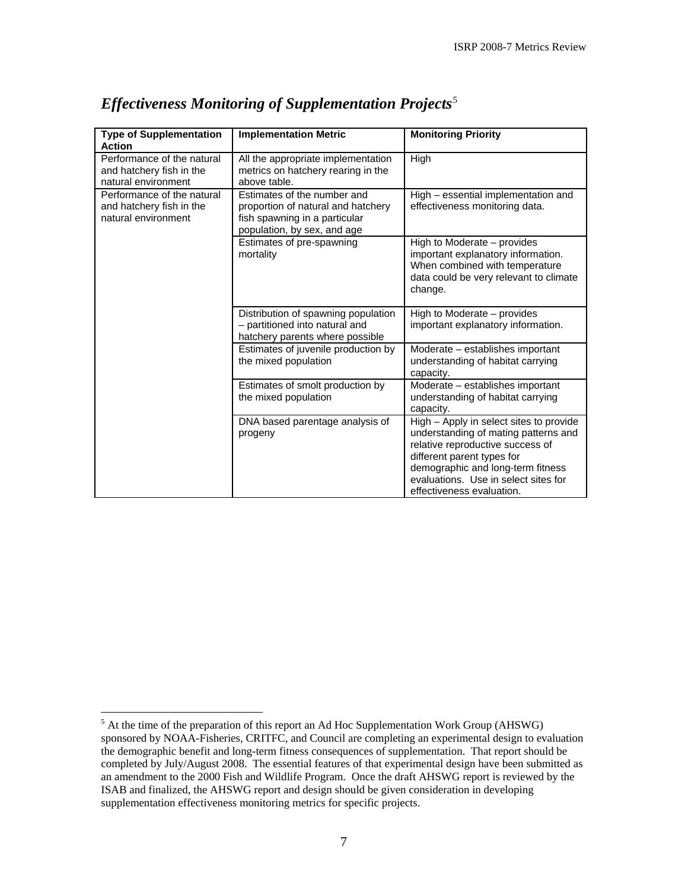## *Effectiveness Monitoring of Supplementation Projects*[5]

| Type of Supplementation Action | Implementation Metric | Monitoring Priority |
|---|---|---|
| Performance of the natural and hatchery fish in the natural environment | All the appropriate implementation metrics on hatchery rearing in the above table. | High |
| Performance of the natural and hatchery fish in the natural environment | Estimates of the number and proportion of natural and hatchery fish spawning in a particular population, by sex, and age | High – essential implementation and effectiveness monitoring data. |
| | Estimates of pre-spawning mortality | High to Moderate – provides important explanatory information. When combined with temperature data could be very relevant to climate change. |
| | Distribution of spawning population – partitioned into natural and hatchery parents where possible | High to Moderate – provides important explanatory information. |
| | Estimates of juvenile production by the mixed population | Moderate – establishes important understanding of habitat carrying capacity. |
| | Estimates of smolt production by the mixed population | Moderate – establishes important understanding of habitat carrying capacity. |
| | DNA based parentage analysis of progeny | High – Apply in select sites to provide understanding of mating patterns and relative reproductive success of different parent types for demographic and long-term fitness evaluations. Use in select sites for effectiveness evaluation. |

[5] At the time of the preparation of this report an Ad Hoc Supplementation Work Group (AHSWG) sponsored by NOAA-Fisheries, CRITFC, and Council are completing an experimental design to evaluation the demographic benefit and long-term fitness consequences of supplementation. That report should be completed by July/August 2008. The essential features of that experimental design have been submitted as an amendment to the 2000 Fish and Wildlife Program. Once the draft AHSWG report is reviewed by the ISAB and finalized, the AHSWG report and design should be given consideration in developing supplementation effectiveness monitoring metrics for specific projects.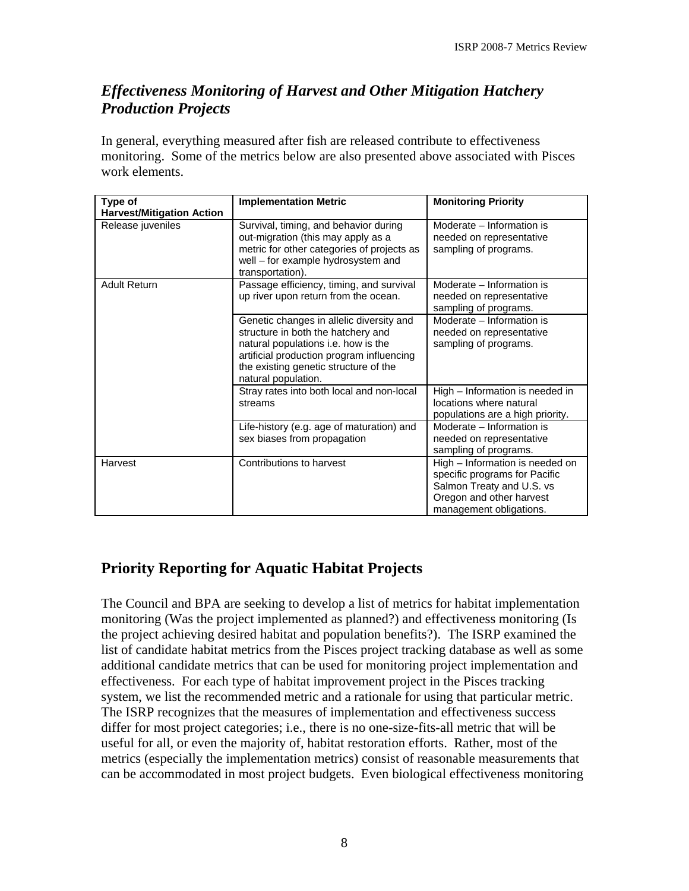## *Effectiveness Monitoring of Harvest and Other Mitigation Hatchery Production Projects*

In general, everything measured after fish are released contribute to effectiveness monitoring. Some of the metrics below are also presented above associated with Pisces work elements.

| Type of Harvest/Mitigation Action | Implementation Metric | Monitoring Priority |
|---|---|---|
| Release juveniles | Survival, timing, and behavior during out-migration (this may apply as a metric for other categories of projects as well – for example hydrosystem and transportation). | Moderate – Information is needed on representative sampling of programs. |
| Adult Return | Passage efficiency, timing, and survival up river upon return from the ocean. | Moderate – Information is needed on representative sampling of programs. |
| | Genetic changes in allelic diversity and structure in both the hatchery and natural populations i.e. how is the artificial production program influencing the existing genetic structure of the natural population. | Moderate – Information is needed on representative sampling of programs. |
| | Stray rates into both local and non-local streams | High – Information is needed in locations where natural populations are a high priority. |
| | Life-history (e.g. age of maturation) and sex biases from propagation | Moderate – Information is needed on representative sampling of programs. |
| Harvest | Contributions to harvest | High – Information is needed on specific programs for Pacific Salmon Treaty and U.S. vs Oregon and other harvest management obligations. |

## Priority Reporting for Aquatic Habitat Projects

The Council and BPA are seeking to develop a list of metrics for habitat implementation monitoring (Was the project implemented as planned?) and effectiveness monitoring (Is the project achieving desired habitat and population benefits?). The ISRP examined the list of candidate habitat metrics from the Pisces project tracking database as well as some additional candidate metrics that can be used for monitoring project implementation and effectiveness. For each type of habitat improvement project in the Pisces tracking system, we list the recommended metric and a rationale for using that particular metric. The ISRP recognizes that the measures of implementation and effectiveness success differ for most project categories; i.e., there is no one-size-fits-all metric that will be useful for all, or even the majority of, habitat restoration efforts. Rather, most of the metrics (especially the implementation metrics) consist of reasonable measurements that can be accommodated in most project budgets. Even biological effectiveness monitoring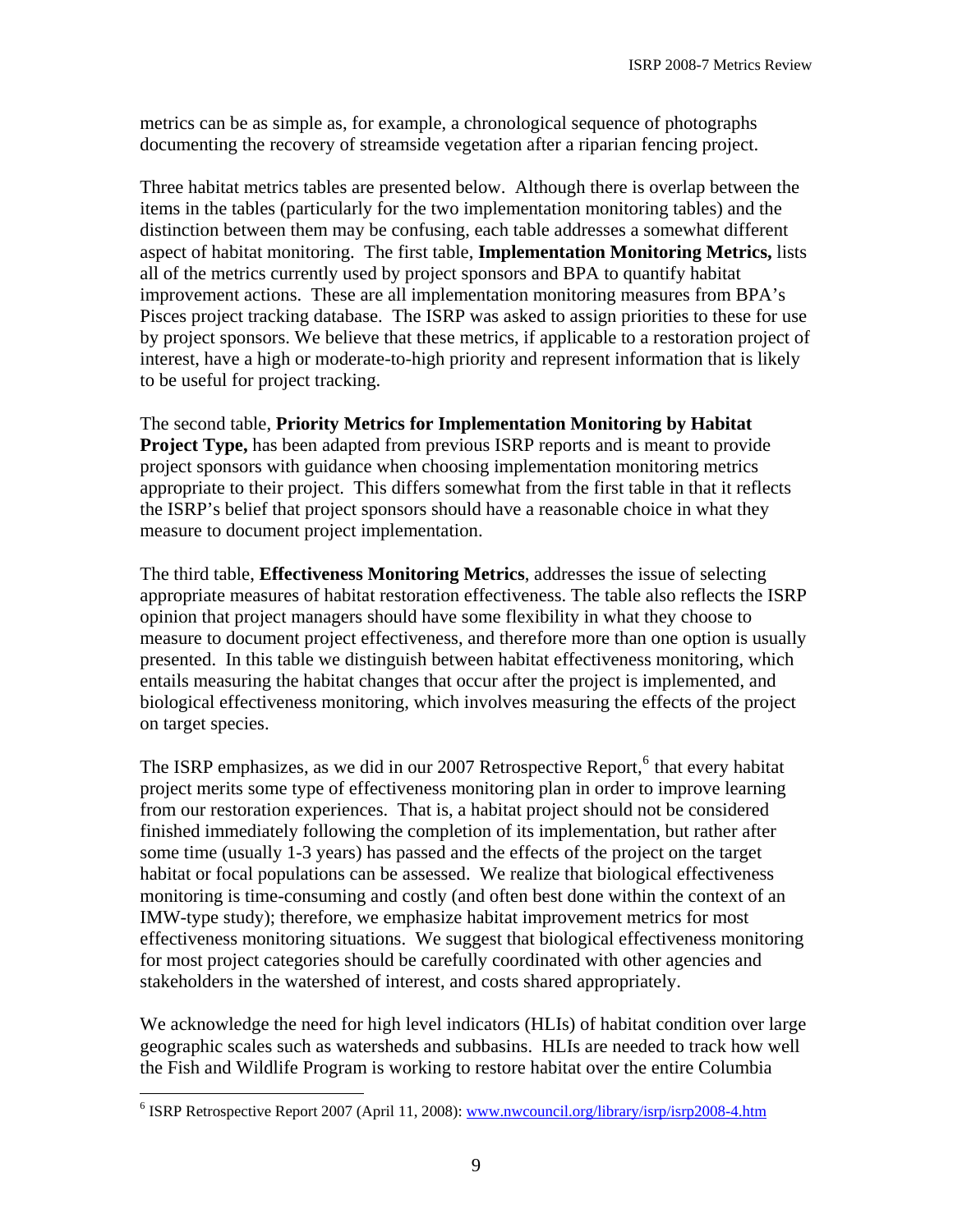metrics can be as simple as, for example, a chronological sequence of photographs documenting the recovery of streamside vegetation after a riparian fencing project.

Three habitat metrics tables are presented below. Although there is overlap between the items in the tables (particularly for the two implementation monitoring tables) and the distinction between them may be confusing, each table addresses a somewhat different aspect of habitat monitoring. The first table, **Implementation Monitoring Metrics,** lists all of the metrics currently used by project sponsors and BPA to quantify habitat improvement actions. These are all implementation monitoring measures from BPA's Pisces project tracking database. The ISRP was asked to assign priorities to these for use by project sponsors. We believe that these metrics, if applicable to a restoration project of interest, have a high or moderate-to-high priority and represent information that is likely to be useful for project tracking.

The second table, **Priority Metrics for Implementation Monitoring by Habitat Project Type,** has been adapted from previous ISRP reports and is meant to provide project sponsors with guidance when choosing implementation monitoring metrics appropriate to their project. This differs somewhat from the first table in that it reflects the ISRP's belief that project sponsors should have a reasonable choice in what they measure to document project implementation.

The third table, **Effectiveness Monitoring Metrics**, addresses the issue of selecting appropriate measures of habitat restoration effectiveness. The table also reflects the ISRP opinion that project managers should have some flexibility in what they choose to measure to document project effectiveness, and therefore more than one option is usually presented. In this table we distinguish between habitat effectiveness monitoring, which entails measuring the habitat changes that occur after the project is implemented, and biological effectiveness monitoring, which involves measuring the effects of the project on target species.

The ISRP emphasizes, as we did in our 2007 Retrospective Report,[6] that every habitat project merits some type of effectiveness monitoring plan in order to improve learning from our restoration experiences. That is, a habitat project should not be considered finished immediately following the completion of its implementation, but rather after some time (usually 1-3 years) has passed and the effects of the project on the target habitat or focal populations can be assessed. We realize that biological effectiveness monitoring is time-consuming and costly (and often best done within the context of an IMW-type study); therefore, we emphasize habitat improvement metrics for most effectiveness monitoring situations. We suggest that biological effectiveness monitoring for most project categories should be carefully coordinated with other agencies and stakeholders in the watershed of interest, and costs shared appropriately.

We acknowledge the need for high level indicators (HLIs) of habitat condition over large geographic scales such as watersheds and subbasins. HLIs are needed to track how well the Fish and Wildlife Program is working to restore habitat over the entire Columbia

[6] ISRP Retrospective Report 2007 (April 11, 2008): www.nwcouncil.org/library/isrp/isrp2008-4.htm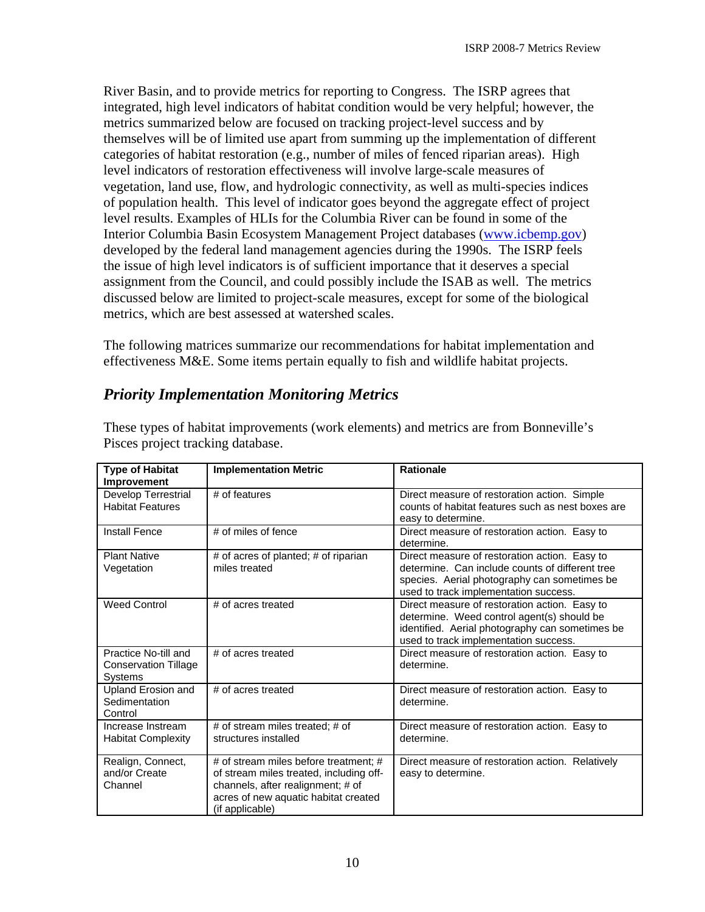River Basin, and to provide metrics for reporting to Congress. The ISRP agrees that integrated, high level indicators of habitat condition would be very helpful; however, the metrics summarized below are focused on tracking project-level success and by themselves will be of limited use apart from summing up the implementation of different categories of habitat restoration (e.g., number of miles of fenced riparian areas). High level indicators of restoration effectiveness will involve large-scale measures of vegetation, land use, flow, and hydrologic connectivity, as well as multi-species indices of population health. This level of indicator goes beyond the aggregate effect of project level results. Examples of HLIs for the Columbia River can be found in some of the Interior Columbia Basin Ecosystem Management Project databases (www.icbemp.gov) developed by the federal land management agencies during the 1990s. The ISRP feels the issue of high level indicators is of sufficient importance that it deserves a special assignment from the Council, and could possibly include the ISAB as well. The metrics discussed below are limited to project-scale measures, except for some of the biological metrics, which are best assessed at watershed scales.

The following matrices summarize our recommendations for habitat implementation and effectiveness M&E. Some items pertain equally to fish and wildlife habitat projects.

## *Priority Implementation Monitoring Metrics*

These types of habitat improvements (work elements) and metrics are from Bonneville's Pisces project tracking database.

| Type of Habitat Improvement | Implementation Metric | Rationale |
|---|---|---|
| Develop Terrestrial Habitat Features | # of features | Direct measure of restoration action. Simple counts of habitat features such as nest boxes are easy to determine. |
| Install Fence | # of miles of fence | Direct measure of restoration action. Easy to determine. |
| Plant Native Vegetation | # of acres of planted; # of riparian miles treated | Direct measure of restoration action. Easy to determine. Can include counts of different tree species. Aerial photography can sometimes be used to track implementation success. |
| Weed Control | # of acres treated | Direct measure of restoration action. Easy to determine. Weed control agent(s) should be identified. Aerial photography can sometimes be used to track implementation success. |
| Practice No-till and Conservation Tillage Systems | # of acres treated | Direct measure of restoration action. Easy to determine. |
| Upland Erosion and Sedimentation Control | # of acres treated | Direct measure of restoration action. Easy to determine. |
| Increase Instream Habitat Complexity | # of stream miles treated; # of structures installed | Direct measure of restoration action. Easy to determine. |
| Realign, Connect, and/or Create Channel | # of stream miles before treatment; # of stream miles treated, including off-channels, after realignment; # of acres of new aquatic habitat created (if applicable) | Direct measure of restoration action. Relatively easy to determine. |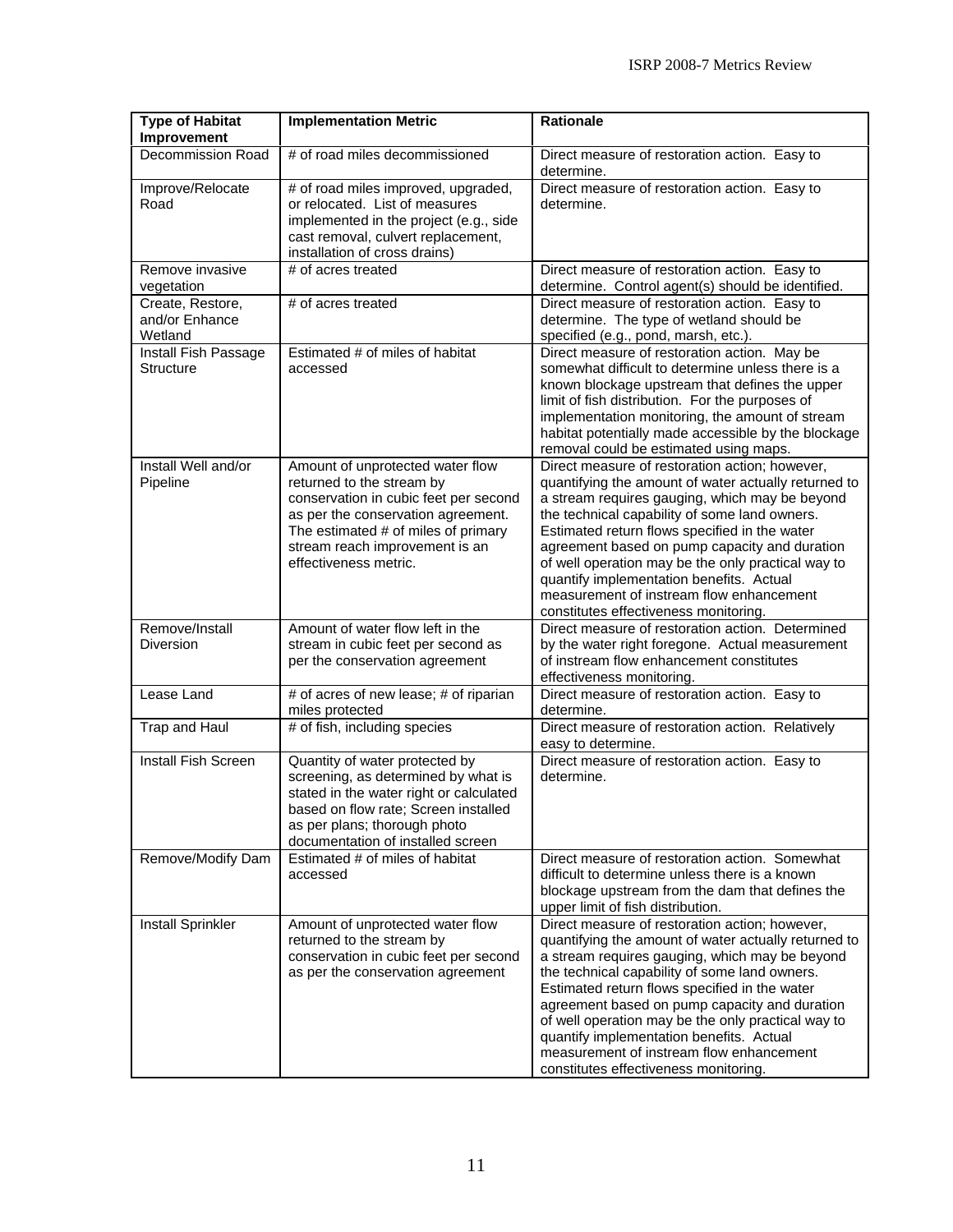| Type of Habitat Improvement | Implementation Metric | Rationale |
|---|---|---|
| Decommission Road | # of road miles decommissioned | Direct measure of restoration action. Easy to determine. |
| Improve/Relocate Road | # of road miles improved, upgraded, or relocated. List of measures implemented in the project (e.g., side cast removal, culvert replacement, installation of cross drains) | Direct measure of restoration action. Easy to determine. |
| Remove invasive vegetation | # of acres treated | Direct measure of restoration action. Easy to determine. Control agent(s) should be identified. |
| Create, Restore, and/or Enhance Wetland | # of acres treated | Direct measure of restoration action. Easy to determine. The type of wetland should be specified (e.g., pond, marsh, etc.). |
| Install Fish Passage Structure | Estimated # of miles of habitat accessed | Direct measure of restoration action. May be somewhat difficult to determine unless there is a known blockage upstream that defines the upper limit of fish distribution. For the purposes of implementation monitoring, the amount of stream habitat potentially made accessible by the blockage removal could be estimated using maps. |
| Install Well and/or Pipeline | Amount of unprotected water flow returned to the stream by conservation in cubic feet per second as per the conservation agreement. The estimated # of miles of primary stream reach improvement is an effectiveness metric. | Direct measure of restoration action; however, quantifying the amount of water actually returned to a stream requires gauging, which may be beyond the technical capability of some land owners. Estimated return flows specified in the water agreement based on pump capacity and duration of well operation may be the only practical way to quantify implementation benefits. Actual measurement of instream flow enhancement constitutes effectiveness monitoring. |
| Remove/Install Diversion | Amount of water flow left in the stream in cubic feet per second as per the conservation agreement | Direct measure of restoration action. Determined by the water right foregone. Actual measurement of instream flow enhancement constitutes effectiveness monitoring. |
| Lease Land | # of acres of new lease; # of riparian miles protected | Direct measure of restoration action. Easy to determine. |
| Trap and Haul | # of fish, including species | Direct measure of restoration action. Relatively easy to determine. |
| Install Fish Screen | Quantity of water protected by screening, as determined by what is stated in the water right or calculated based on flow rate; Screen installed as per plans; thorough photo documentation of installed screen | Direct measure of restoration action. Easy to determine. |
| Remove/Modify Dam | Estimated # of miles of habitat accessed | Direct measure of restoration action. Somewhat difficult to determine unless there is a known blockage upstream from the dam that defines the upper limit of fish distribution. |
| Install Sprinkler | Amount of unprotected water flow returned to the stream by conservation in cubic feet per second as per the conservation agreement | Direct measure of restoration action; however, quantifying the amount of water actually returned to a stream requires gauging, which may be beyond the technical capability of some land owners. Estimated return flows specified in the water agreement based on pump capacity and duration of well operation may be the only practical way to quantify implementation benefits. Actual measurement of instream flow enhancement constitutes effectiveness monitoring. |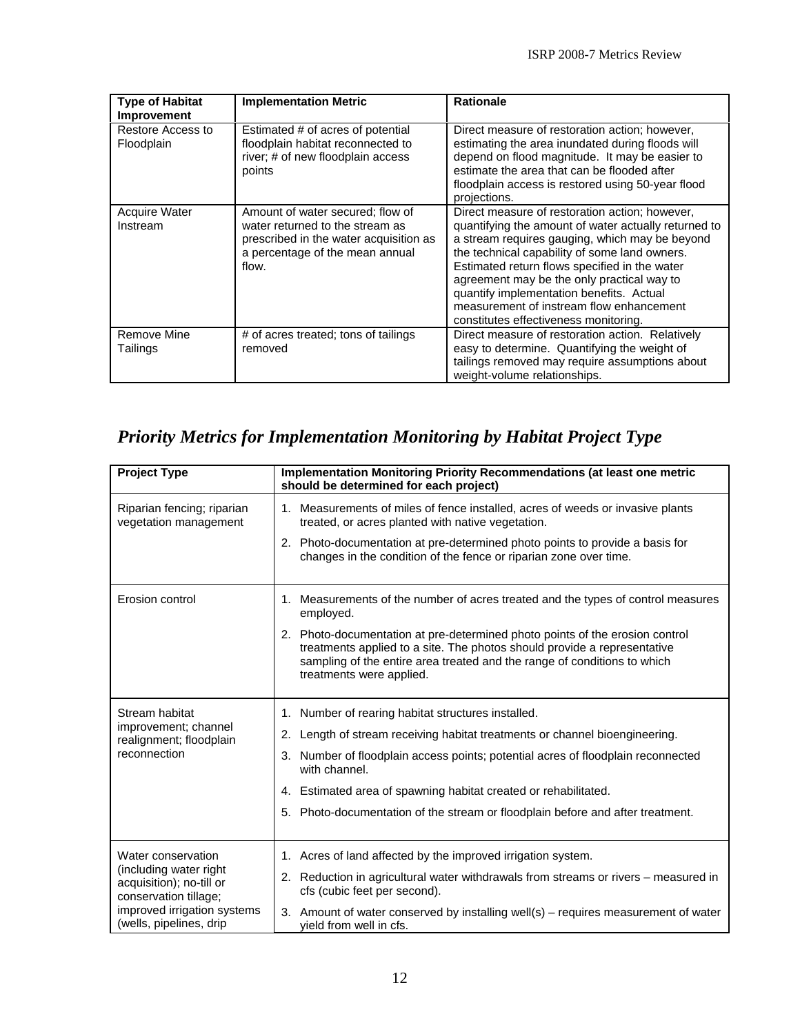| Type of Habitat Improvement | Implementation Metric | Rationale |
|---|---|---|
| Restore Access to Floodplain | Estimated # of acres of potential floodplain habitat reconnected to river; # of new floodplain access points | Direct measure of restoration action; however, estimating the area inundated during floods will depend on flood magnitude. It may be easier to estimate the area that can be flooded after floodplain access is restored using 50-year flood projections. |
| Acquire Water Instream | Amount of water secured; flow of water returned to the stream as prescribed in the water acquisition as a percentage of the mean annual flow. | Direct measure of restoration action; however, quantifying the amount of water actually returned to a stream requires gauging, which may be beyond the technical capability of some land owners. Estimated return flows specified in the water agreement may be the only practical way to quantify implementation benefits. Actual measurement of instream flow enhancement constitutes effectiveness monitoring. |
| Remove Mine Tailings | # of acres treated; tons of tailings removed | Direct measure of restoration action. Relatively easy to determine. Quantifying the weight of tailings removed may require assumptions about weight-volume relationships. |

## *Priority Metrics for Implementation Monitoring by Habitat Project Type*

| Project Type | Implementation Monitoring Priority Recommendations (at least one metric should be determined for each project) |
|---|---|
| Riparian fencing; riparian vegetation management | 1. Measurements of miles of fence installed, acres of weeds or invasive plants treated, or acres planted with native vegetation.<br>2. Photo-documentation at pre-determined photo points to provide a basis for changes in the condition of the fence or riparian zone over time. |
| Erosion control | 1. Measurements of the number of acres treated and the types of control measures employed.<br>2. Photo-documentation at pre-determined photo points of the erosion control treatments applied to a site. The photos should provide a representative sampling of the entire area treated and the range of conditions to which treatments were applied. |
| Stream habitat improvement; channel realignment; floodplain reconnection | 1. Number of rearing habitat structures installed.<br>2. Length of stream receiving habitat treatments or channel bioengineering.<br>3. Number of floodplain access points; potential acres of floodplain reconnected with channel.<br>4. Estimated area of spawning habitat created or rehabilitated.<br>5. Photo-documentation of the stream or floodplain before and after treatment. |
| Water conservation (including water right acquisition); no-till or conservation tillage; improved irrigation systems (wells, pipelines, drip | 1. Acres of land affected by the improved irrigation system.<br>2. Reduction in agricultural water withdrawals from streams or rivers – measured in cfs (cubic feet per second).<br>3. Amount of water conserved by installing well(s) – requires measurement of water yield from well in cfs. |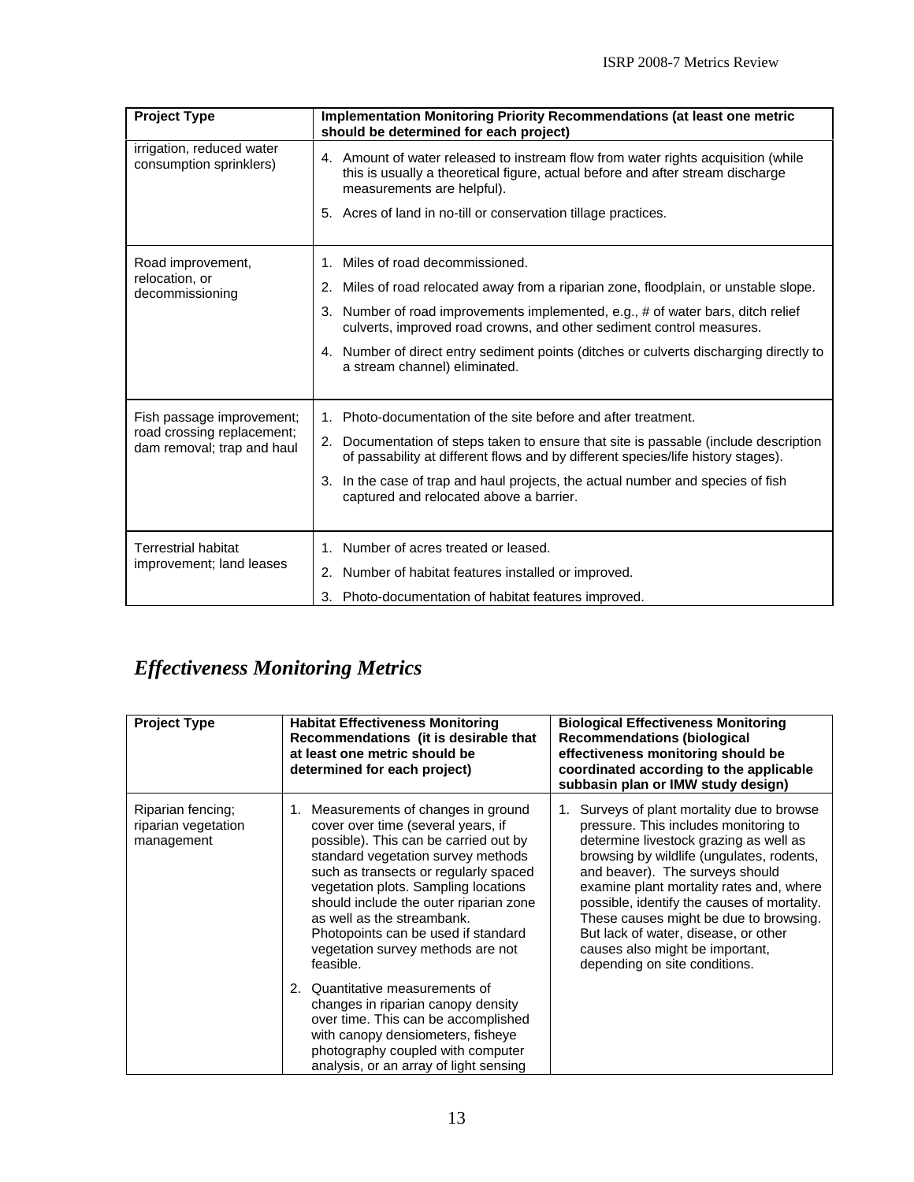| Project Type | Implementation Monitoring Priority Recommendations (at least one metric should be determined for each project) |
|---|---|
| irrigation, reduced water consumption sprinklers) | 4. Amount of water released to instream flow from water rights acquisition (while this is usually a theoretical figure, actual before and after stream discharge measurements are helpful).<br><br>5. Acres of land in no-till or conservation tillage practices. |
| Road improvement, relocation, or decommissioning | 1. Miles of road decommissioned.<br><br>2. Miles of road relocated away from a riparian zone, floodplain, or unstable slope.<br><br>3. Number of road improvements implemented, e.g., # of water bars, ditch relief culverts, improved road crowns, and other sediment control measures.<br><br>4. Number of direct entry sediment points (ditches or culverts discharging directly to a stream channel) eliminated. |
| Fish passage improvement; road crossing replacement; dam removal; trap and haul | 1. Photo-documentation of the site before and after treatment.<br><br>2. Documentation of steps taken to ensure that site is passable (include description of passability at different flows and by different species/life history stages).<br><br>3. In the case of trap and haul projects, the actual number and species of fish captured and relocated above a barrier. |
| Terrestrial habitat improvement; land leases | 1. Number of acres treated or leased.<br><br>2. Number of habitat features installed or improved.<br><br>3. Photo-documentation of habitat features improved. |

## *Effectiveness Monitoring Metrics*

| Project Type | Habitat Effectiveness Monitoring Recommendations (it is desirable that at least one metric should be determined for each project) | Biological Effectiveness Monitoring Recommendations (biological effectiveness monitoring should be coordinated according to the applicable subbasin plan or IMW study design) |
|---|---|---|
| Riparian fencing; riparian vegetation management | 1. Measurements of changes in ground cover over time (several years, if possible). This can be carried out by standard vegetation survey methods such as transects or regularly spaced vegetation plots. Sampling locations should include the outer riparian zone as well as the streambank. Photopoints can be used if standard vegetation survey methods are not feasible.<br><br>2. Quantitative measurements of changes in riparian canopy density over time. This can be accomplished with canopy densiometers, fisheye photography coupled with computer analysis, or an array of light sensing | 1. Surveys of plant mortality due to browse pressure. This includes monitoring to determine livestock grazing as well as browsing by wildlife (ungulates, rodents, and beaver). The surveys should examine plant mortality rates and, where possible, identify the causes of mortality. These causes might be due to browsing. But lack of water, disease, or other causes also might be important, depending on site conditions. |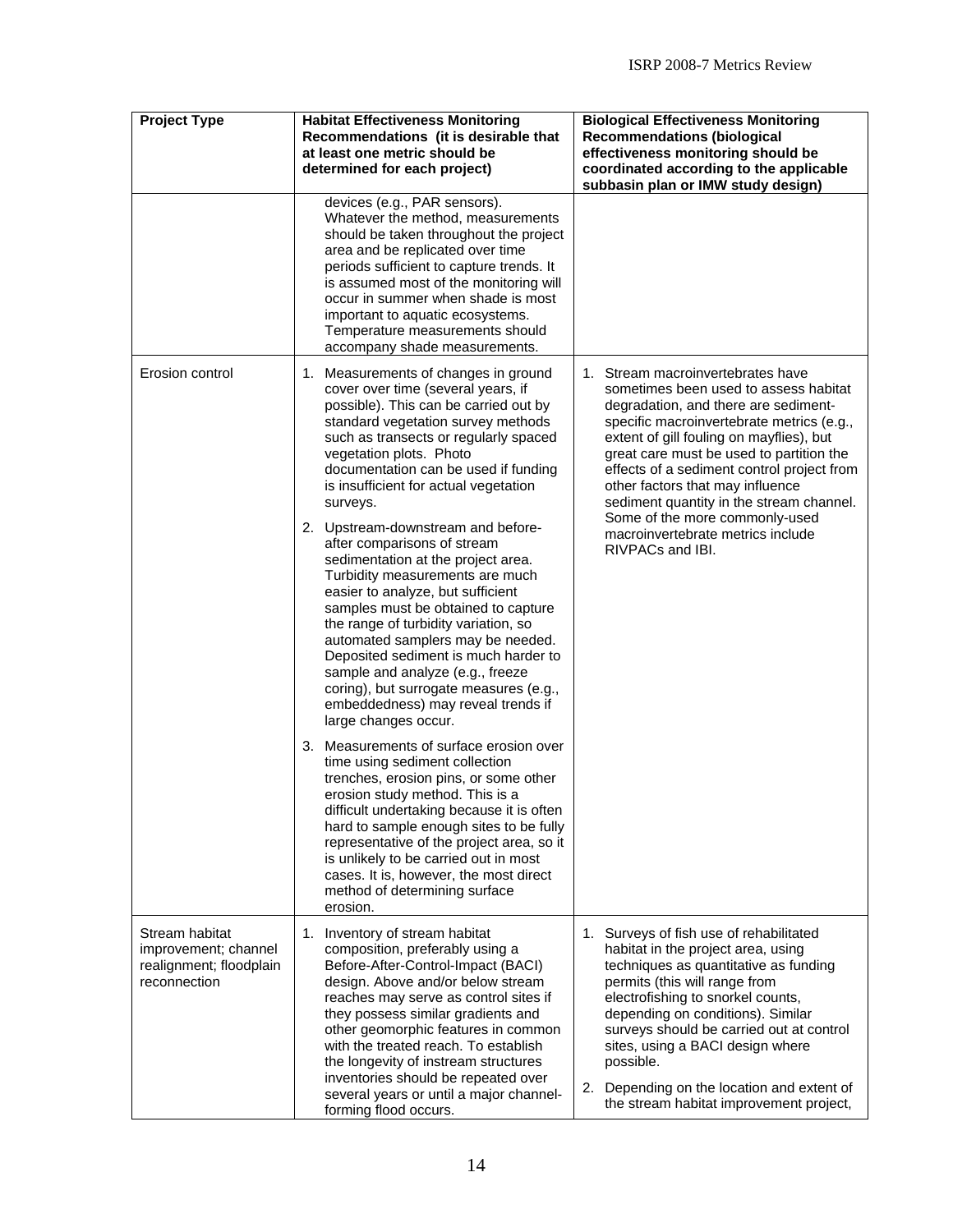| Project Type | Habitat Effectiveness Monitoring Recommendations (it is desirable that at least one metric should be determined for each project) | Biological Effectiveness Monitoring Recommendations (biological effectiveness monitoring should be coordinated according to the applicable subbasin plan or IMW study design) |
|---|---|---|
| | devices (e.g., PAR sensors). Whatever the method, measurements should be taken throughout the project area and be replicated over time periods sufficient to capture trends. It is assumed most of the monitoring will occur in summer when shade is most important to aquatic ecosystems. Temperature measurements should accompany shade measurements. | |
| Erosion control | 1. Measurements of changes in ground cover over time (several years, if possible). This can be carried out by standard vegetation survey methods such as transects or regularly spaced vegetation plots. Photo documentation can be used if funding is insufficient for actual vegetation surveys.<br><br>2. Upstream-downstream and before-after comparisons of stream sedimentation at the project area. Turbidity measurements are much easier to analyze, but sufficient samples must be obtained to capture the range of turbidity variation, so automated samplers may be needed. Deposited sediment is much harder to sample and analyze (e.g., freeze coring), but surrogate measures (e.g., embeddedness) may reveal trends if large changes occur.<br><br>3. Measurements of surface erosion over time using sediment collection trenches, erosion pins, or some other erosion study method. This is a difficult undertaking because it is often hard to sample enough sites to be fully representative of the project area, so it is unlikely to be carried out in most cases. It is, however, the most direct method of determining surface erosion. | 1. Stream macroinvertebrates have sometimes been used to assess habitat degradation, and there are sediment-specific macroinvertebrate metrics (e.g., extent of gill fouling on mayflies), but great care must be used to partition the effects of a sediment control project from other factors that may influence sediment quantity in the stream channel. Some of the more commonly-used macroinvertebrate metrics include RIVPACs and IBI. |
| Stream habitat improvement; channel realignment; floodplain reconnection | 1. Inventory of stream habitat composition, preferably using a Before-After-Control-Impact (BACI) design. Above and/or below stream reaches may serve as control sites if they possess similar gradients and other geomorphic features in common with the treated reach. To establish the longevity of instream structures inventories should be repeated over several years or until a major channel-forming flood occurs. | 1. Surveys of fish use of rehabilitated habitat in the project area, using techniques as quantitative as funding permits (this will range from electrofishing to snorkel counts, depending on conditions). Similar surveys should be carried out at control sites, using a BACI design where possible.<br><br>2. Depending on the location and extent of the stream habitat improvement project, |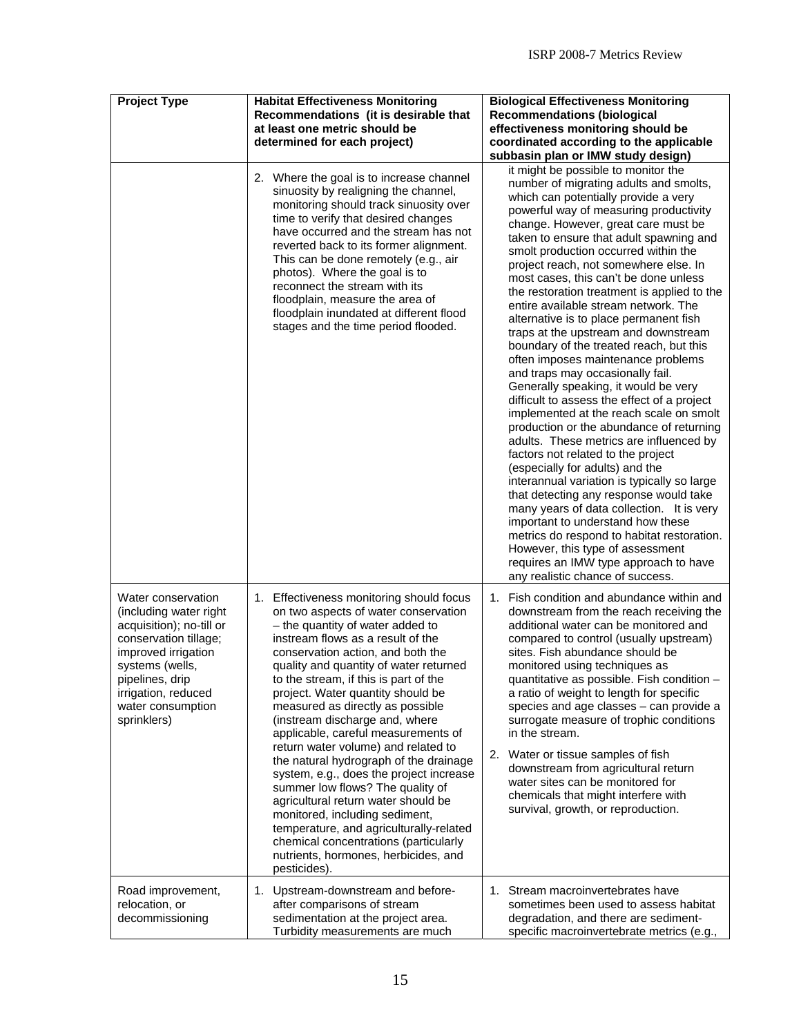| Project Type | Habitat Effectiveness Monitoring Recommendations (it is desirable that at least one metric should be determined for each project) | Biological Effectiveness Monitoring Recommendations (biological effectiveness monitoring should be coordinated according to the applicable subbasin plan or IMW study design) |
|---|---|---|
| | 2. Where the goal is to increase channel sinuosity by realigning the channel, monitoring should track sinuosity over time to verify that desired changes have occurred and the stream has not reverted back to its former alignment. This can be done remotely (e.g., air photos). Where the goal is to reconnect the stream with its floodplain, measure the area of floodplain inundated at different flood stages and the time period flooded. | it might be possible to monitor the number of migrating adults and smolts, which can potentially provide a very powerful way of measuring productivity change. However, great care must be taken to ensure that adult spawning and smolt production occurred within the project reach, not somewhere else. In most cases, this can't be done unless the restoration treatment is applied to the entire available stream network. The alternative is to place permanent fish traps at the upstream and downstream boundary of the treated reach, but this often imposes maintenance problems and traps may occasionally fail. Generally speaking, it would be very difficult to assess the effect of a project implemented at the reach scale on smolt production or the abundance of returning adults. These metrics are influenced by factors not related to the project (especially for adults) and the interannual variation is typically so large that detecting any response would take many years of data collection. It is very important to understand how these metrics do respond to habitat restoration. However, this type of assessment requires an IMW type approach to have any realistic chance of success. |
| Water conservation (including water right acquisition); no-till or conservation tillage; improved irrigation systems (wells, pipelines, drip irrigation, reduced water consumption sprinklers) | 1. Effectiveness monitoring should focus on two aspects of water conservation – the quantity of water added to instream flows as a result of the conservation action, and both the quality and quantity of water returned to the stream, if this is part of the project. Water quantity should be measured as directly as possible (instream discharge and, where applicable, careful measurements of return water volume) and related to the natural hydrograph of the drainage system, e.g., does the project increase summer low flows? The quality of agricultural return water should be monitored, including sediment, temperature, and agriculturally-related chemical concentrations (particularly nutrients, hormones, herbicides, and pesticides). | 1. Fish condition and abundance within and downstream from the reach receiving the additional water can be monitored and compared to control (usually upstream) sites. Fish abundance should be monitored using techniques as quantitative as possible. Fish condition – a ratio of weight to length for specific species and age classes – can provide a surrogate measure of trophic conditions in the stream.<br><br>2. Water or tissue samples of fish downstream from agricultural return water sites can be monitored for chemicals that might interfere with survival, growth, or reproduction. |
| Road improvement, relocation, or decommissioning | 1. Upstream-downstream and before-after comparisons of stream sedimentation at the project area. Turbidity measurements are much | 1. Stream macroinvertebrates have sometimes been used to assess habitat degradation, and there are sediment-specific macroinvertebrate metrics (e.g., |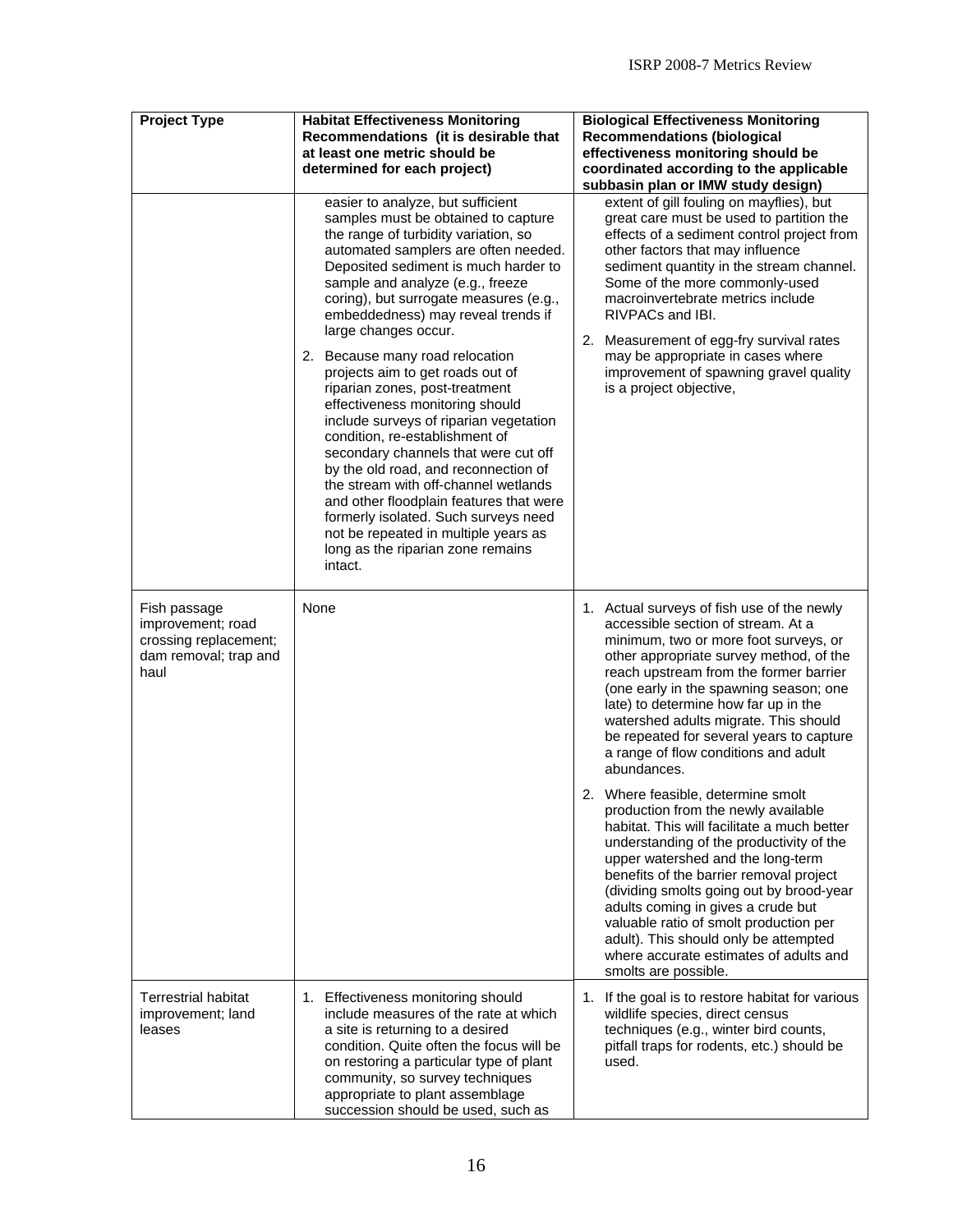| Project Type | Habitat Effectiveness Monitoring Recommendations (it is desirable that at least one metric should be determined for each project) | Biological Effectiveness Monitoring Recommendations (biological effectiveness monitoring should be coordinated according to the applicable subbasin plan or IMW study design) |
|---|---|---|
| | easier to analyze, but sufficient samples must be obtained to capture the range of turbidity variation, so automated samplers are often needed. Deposited sediment is much harder to sample and analyze (e.g., freeze coring), but surrogate measures (e.g., embeddedness) may reveal trends if large changes occur.<br><br>2. Because many road relocation projects aim to get roads out of riparian zones, post-treatment effectiveness monitoring should include surveys of riparian vegetation condition, re-establishment of secondary channels that were cut off by the old road, and reconnection of the stream with off-channel wetlands and other floodplain features that were formerly isolated. Such surveys need not be repeated in multiple years as long as the riparian zone remains intact. | extent of gill fouling on mayflies), but great care must be used to partition the effects of a sediment control project from other factors that may influence sediment quantity in the stream channel. Some of the more commonly-used macroinvertebrate metrics include RIVPACs and IBI.<br><br>2. Measurement of egg-fry survival rates may be appropriate in cases where improvement of spawning gravel quality is a project objective, |
| Fish passage improvement; road crossing replacement; dam removal; trap and haul | None | 1. Actual surveys of fish use of the newly accessible section of stream. At a minimum, two or more foot surveys, or other appropriate survey method, of the reach upstream from the former barrier (one early in the spawning season; one late) to determine how far up in the watershed adults migrate. This should be repeated for several years to capture a range of flow conditions and adult abundances.<br><br>2. Where feasible, determine smolt production from the newly available habitat. This will facilitate a much better understanding of the productivity of the upper watershed and the long-term benefits of the barrier removal project (dividing smolts going out by brood-year adults coming in gives a crude but valuable ratio of smolt production per adult). This should only be attempted where accurate estimates of adults and smolts are possible. |
| Terrestrial habitat improvement; land leases | 1. Effectiveness monitoring should include measures of the rate at which a site is returning to a desired condition. Quite often the focus will be on restoring a particular type of plant community, so survey techniques appropriate to plant assemblage succession should be used, such as | 1. If the goal is to restore habitat for various wildlife species, direct census techniques (e.g., winter bird counts, pitfall traps for rodents, etc.) should be used. |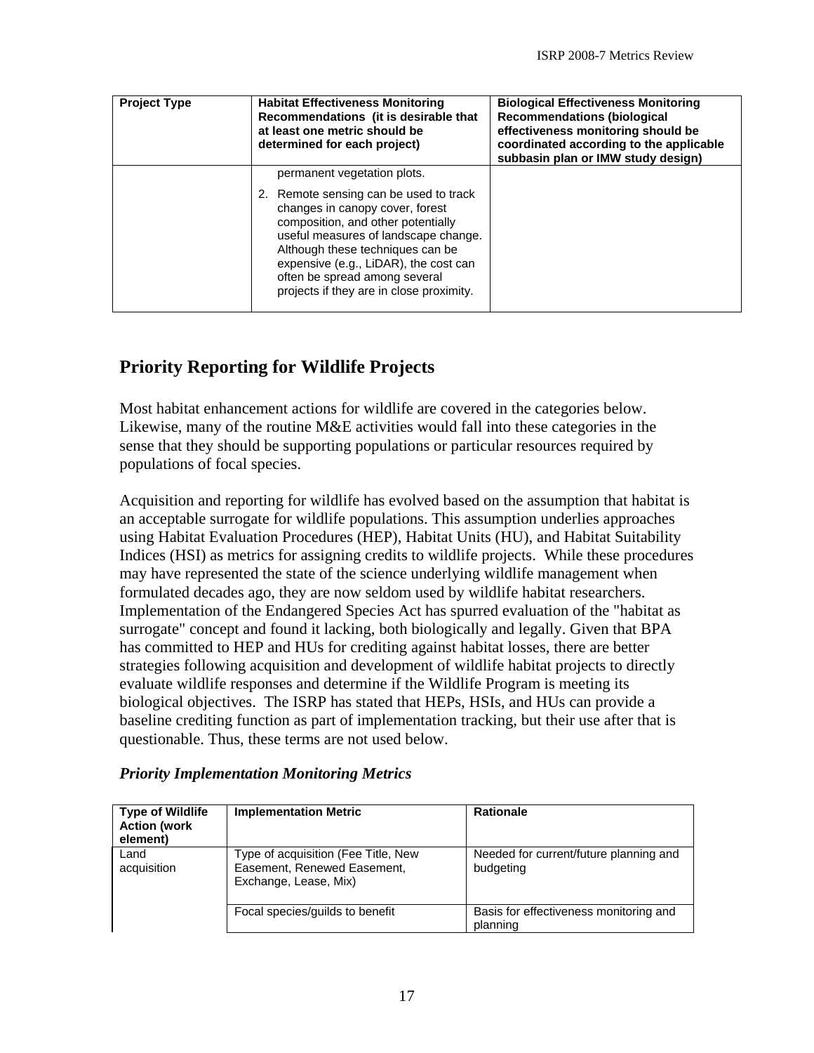| Project Type | Habitat Effectiveness Monitoring Recommendations (it is desirable that at least one metric should be determined for each project) | Biological Effectiveness Monitoring Recommendations (biological effectiveness monitoring should be coordinated according to the applicable subbasin plan or IMW study design) |
|---|---|---|
| | permanent vegetation plots.<br>2. Remote sensing can be used to track changes in canopy cover, forest composition, and other potentially useful measures of landscape change. Although these techniques can be expensive (e.g., LiDAR), the cost can often be spread among several projects if they are in close proximity. | |

## Priority Reporting for Wildlife Projects

Most habitat enhancement actions for wildlife are covered in the categories below. Likewise, many of the routine M&E activities would fall into these categories in the sense that they should be supporting populations or particular resources required by populations of focal species.

Acquisition and reporting for wildlife has evolved based on the assumption that habitat is an acceptable surrogate for wildlife populations. This assumption underlies approaches using Habitat Evaluation Procedures (HEP), Habitat Units (HU), and Habitat Suitability Indices (HSI) as metrics for assigning credits to wildlife projects. While these procedures may have represented the state of the science underlying wildlife management when formulated decades ago, they are now seldom used by wildlife habitat researchers. Implementation of the Endangered Species Act has spurred evaluation of the "habitat as surrogate" concept and found it lacking, both biologically and legally. Given that BPA has committed to HEP and HUs for crediting against habitat losses, there are better strategies following acquisition and development of wildlife habitat projects to directly evaluate wildlife responses and determine if the Wildlife Program is meeting its biological objectives. The ISRP has stated that HEPs, HSIs, and HUs can provide a baseline crediting function as part of implementation tracking, but their use after that is questionable. Thus, these terms are not used below.

### *Priority Implementation Monitoring Metrics*

| Type of Wildlife Action (work element) | Implementation Metric | Rationale |
|---|---|---|
| Land acquisition | Type of acquisition (Fee Title, New Easement, Renewed Easement, Exchange, Lease, Mix) | Needed for current/future planning and budgeting |
| | Focal species/guilds to benefit | Basis for effectiveness monitoring and planning |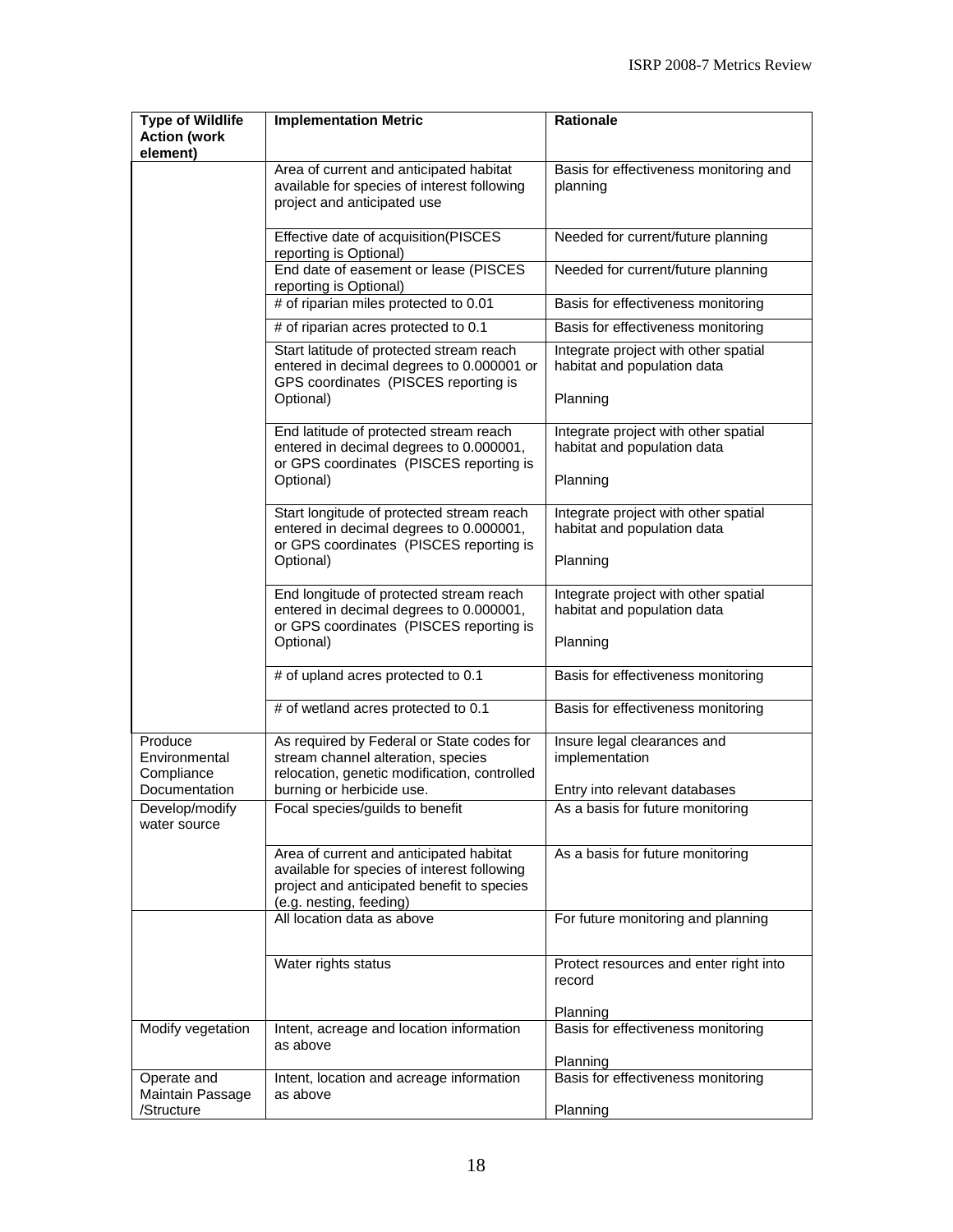| Type of Wildlife Action (work element) | Implementation Metric | Rationale |
| --- | --- | --- |
| | Area of current and anticipated habitat available for species of interest following project and anticipated use | Basis for effectiveness monitoring and planning |
| | Effective date of acquisition(PISCES reporting is Optional) | Needed for current/future planning |
| | End date of easement or lease (PISCES reporting is Optional) | Needed for current/future planning |
| | # of riparian miles protected to 0.01 | Basis for effectiveness monitoring |
| | # of riparian acres protected to 0.1 | Basis for effectiveness monitoring |
| | Start latitude of protected stream reach entered in decimal degrees to 0.000001 or GPS coordinates (PISCES reporting is Optional) | Integrate project with other spatial habitat and population data<br><br>Planning |
| | End latitude of protected stream reach entered in decimal degrees to 0.000001, or GPS coordinates (PISCES reporting is Optional) | Integrate project with other spatial habitat and population data<br><br>Planning |
| | Start longitude of protected stream reach entered in decimal degrees to 0.000001, or GPS coordinates (PISCES reporting is Optional) | Integrate project with other spatial habitat and population data<br><br>Planning |
| | End longitude of protected stream reach entered in decimal degrees to 0.000001, or GPS coordinates (PISCES reporting is Optional) | Integrate project with other spatial habitat and population data<br><br>Planning |
| | # of upland acres protected to 0.1 | Basis for effectiveness monitoring |
| | # of wetland acres protected to 0.1 | Basis for effectiveness monitoring |
| Produce Environmental Compliance Documentation | As required by Federal or State codes for stream channel alteration, species relocation, genetic modification, controlled burning or herbicide use. | Insure legal clearances and implementation<br><br>Entry into relevant databases |
| Develop/modify water source | Focal species/guilds to benefit | As a basis for future monitoring |
| | Area of current and anticipated habitat available for species of interest following project and anticipated benefit to species (e.g. nesting, feeding) | As a basis for future monitoring |
| | All location data as above | For future monitoring and planning |
| | Water rights status | Protect resources and enter right into record<br><br>Planning |
| Modify vegetation | Intent, acreage and location information as above | Basis for effectiveness monitoring<br><br>Planning |
| Operate and Maintain Passage /Structure | Intent, location and acreage information as above | Basis for effectiveness monitoring<br><br>Planning |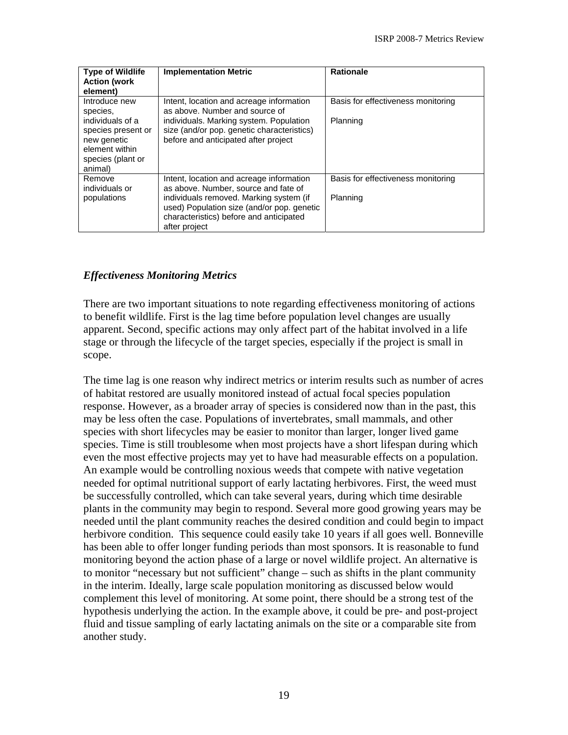| Type of Wildlife Action (work element) | Implementation Metric | Rationale |
|---|---|---|
| Introduce new species, individuals of a species present or new genetic element within species (plant or animal) | Intent, location and acreage information as above. Number and source of individuals. Marking system. Population size (and/or pop. genetic characteristics) before and anticipated after project | Basis for effectiveness monitoring<br><br>Planning |
| Remove individuals or populations | Intent, location and acreage information as above. Number, source and fate of individuals removed. Marking system (if used) Population size (and/or pop. genetic characteristics) before and anticipated after project | Basis for effectiveness monitoring<br><br>Planning |

### *Effectiveness Monitoring Metrics*

There are two important situations to note regarding effectiveness monitoring of actions to benefit wildlife. First is the lag time before population level changes are usually apparent. Second, specific actions may only affect part of the habitat involved in a life stage or through the lifecycle of the target species, especially if the project is small in scope.

The time lag is one reason why indirect metrics or interim results such as number of acres of habitat restored are usually monitored instead of actual focal species population response. However, as a broader array of species is considered now than in the past, this may be less often the case. Populations of invertebrates, small mammals, and other species with short lifecycles may be easier to monitor than larger, longer lived game species. Time is still troublesome when most projects have a short lifespan during which even the most effective projects may yet to have had measurable effects on a population. An example would be controlling noxious weeds that compete with native vegetation needed for optimal nutritional support of early lactating herbivores. First, the weed must be successfully controlled, which can take several years, during which time desirable plants in the community may begin to respond. Several more good growing years may be needed until the plant community reaches the desired condition and could begin to impact herbivore condition. This sequence could easily take 10 years if all goes well. Bonneville has been able to offer longer funding periods than most sponsors. It is reasonable to fund monitoring beyond the action phase of a large or novel wildlife project. An alternative is to monitor "necessary but not sufficient" change – such as shifts in the plant community in the interim. Ideally, large scale population monitoring as discussed below would complement this level of monitoring. At some point, there should be a strong test of the hypothesis underlying the action. In the example above, it could be pre- and post-project fluid and tissue sampling of early lactating animals on the site or a comparable site from another study.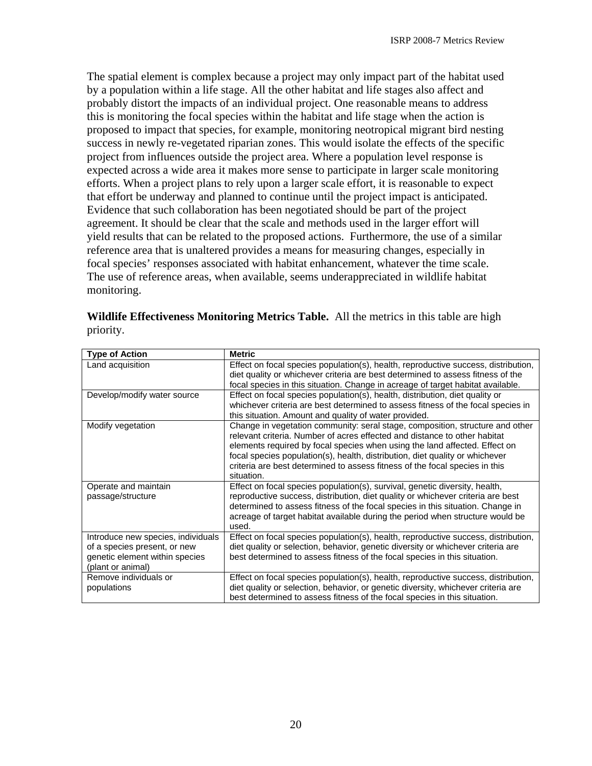The spatial element is complex because a project may only impact part of the habitat used by a population within a life stage. All the other habitat and life stages also affect and probably distort the impacts of an individual project. One reasonable means to address this is monitoring the focal species within the habitat and life stage when the action is proposed to impact that species, for example, monitoring neotropical migrant bird nesting success in newly re-vegetated riparian zones. This would isolate the effects of the specific project from influences outside the project area. Where a population level response is expected across a wide area it makes more sense to participate in larger scale monitoring efforts. When a project plans to rely upon a larger scale effort, it is reasonable to expect that effort be underway and planned to continue until the project impact is anticipated. Evidence that such collaboration has been negotiated should be part of the project agreement. It should be clear that the scale and methods used in the larger effort will yield results that can be related to the proposed actions. Furthermore, the use of a similar reference area that is unaltered provides a means for measuring changes, especially in focal species' responses associated with habitat enhancement, whatever the time scale. The use of reference areas, when available, seems underappreciated in wildlife habitat monitoring.

**Wildlife Effectiveness Monitoring Metrics Table.** All the metrics in this table are high priority.

| Type of Action | Metric |
|---|---|
| Land acquisition | Effect on focal species population(s), health, reproductive success, distribution, diet quality or whichever criteria are best determined to assess fitness of the focal species in this situation. Change in acreage of target habitat available. |
| Develop/modify water source | Effect on focal species population(s), health, distribution, diet quality or whichever criteria are best determined to assess fitness of the focal species in this situation. Amount and quality of water provided. |
| Modify vegetation | Change in vegetation community: seral stage, composition, structure and other relevant criteria. Number of acres effected and distance to other habitat elements required by focal species when using the land affected. Effect on focal species population(s), health, distribution, diet quality or whichever criteria are best determined to assess fitness of the focal species in this situation. |
| Operate and maintain passage/structure | Effect on focal species population(s), survival, genetic diversity, health, reproductive success, distribution, diet quality or whichever criteria are best determined to assess fitness of the focal species in this situation. Change in acreage of target habitat available during the period when structure would be used. |
| Introduce new species, individuals of a species present, or new genetic element within species (plant or animal) | Effect on focal species population(s), health, reproductive success, distribution, diet quality or selection, behavior, genetic diversity or whichever criteria are best determined to assess fitness of the focal species in this situation. |
| Remove individuals or populations | Effect on focal species population(s), health, reproductive success, distribution, diet quality or selection, behavior, or genetic diversity, whichever criteria are best determined to assess fitness of the focal species in this situation. |